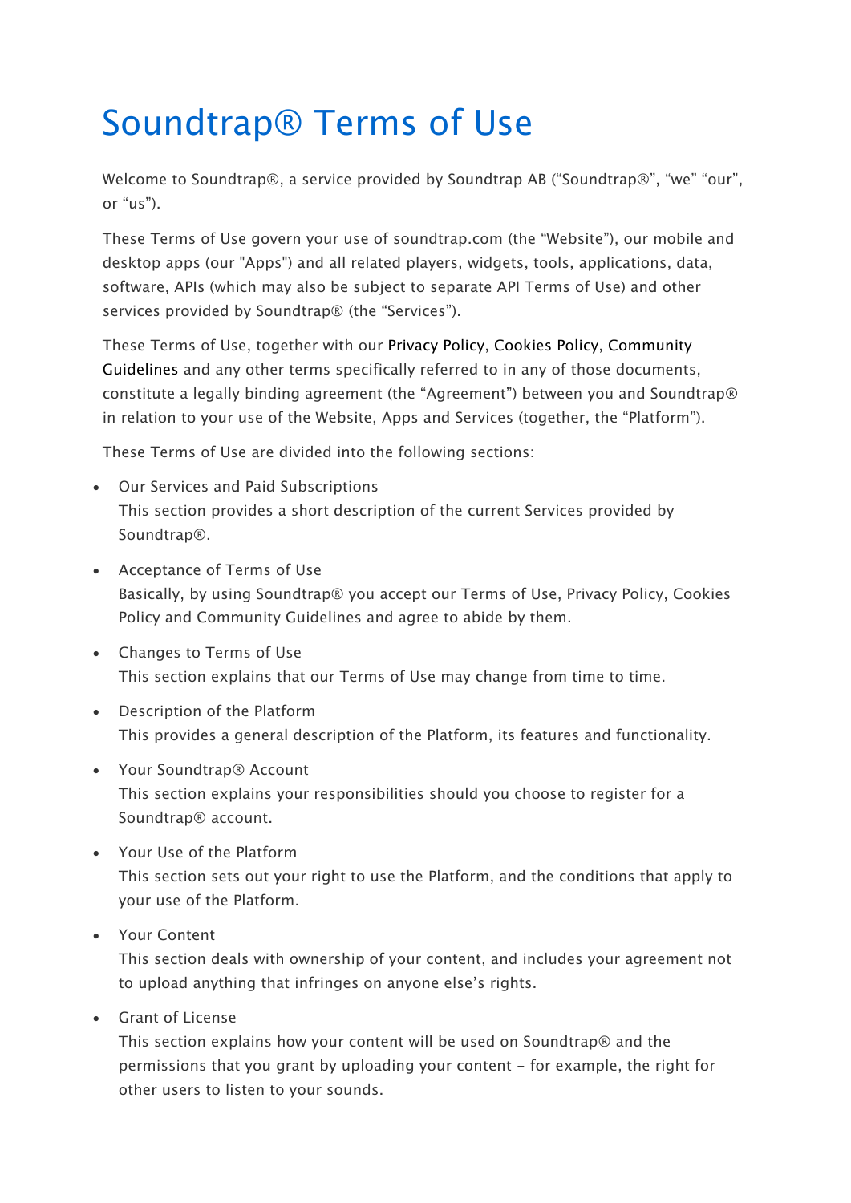# Soundtrap® Terms of Use

Welcome to Soundtrap®, a service provided by Soundtrap AB ("Soundtrap®", "we" "our", or "us").

These Terms of Use govern your use of soundtrap.com (the "Website"), our mobile and desktop apps (our "Apps") and all related players, widgets, tools, applications, data, software, APIs (which may also be subject to separate API Terms of Use) and other services provided by Soundtrap® (the "Services").

These Terms of Use, together with our Privacy Policy, Cookies Policy, Community Guidelines and any other terms specifically referred to in any of those documents, constitute a legally binding agreement (the "Agreement") between you and Soundtrap® in relation to your use of the Website, Apps and Services (together, the "Platform").

These Terms of Use are divided into the following sections:

- Our Services and Paid Subscriptions  
  This section provides a short description of the current Services provided by Soundtrap®.
- Acceptance of Terms of Use  
  Basically, by using Soundtrap® you accept our Terms of Use, Privacy Policy, Cookies Policy and Community Guidelines and agree to abide by them.
- Changes to Terms of Use  
  This section explains that our Terms of Use may change from time to time.
- Description of the Platform  
  This provides a general description of the Platform, its features and functionality.
- Your Soundtrap® Account  
  This section explains your responsibilities should you choose to register for a Soundtrap® account.
- Your Use of the Platform  
  This section sets out your right to use the Platform, and the conditions that apply to your use of the Platform.
- Your Content  
  This section deals with ownership of your content, and includes your agreement not to upload anything that infringes on anyone else's rights.
- Grant of License  
  This section explains how your content will be used on Soundtrap® and the permissions that you grant by uploading your content – for example, the right for other users to listen to your sounds.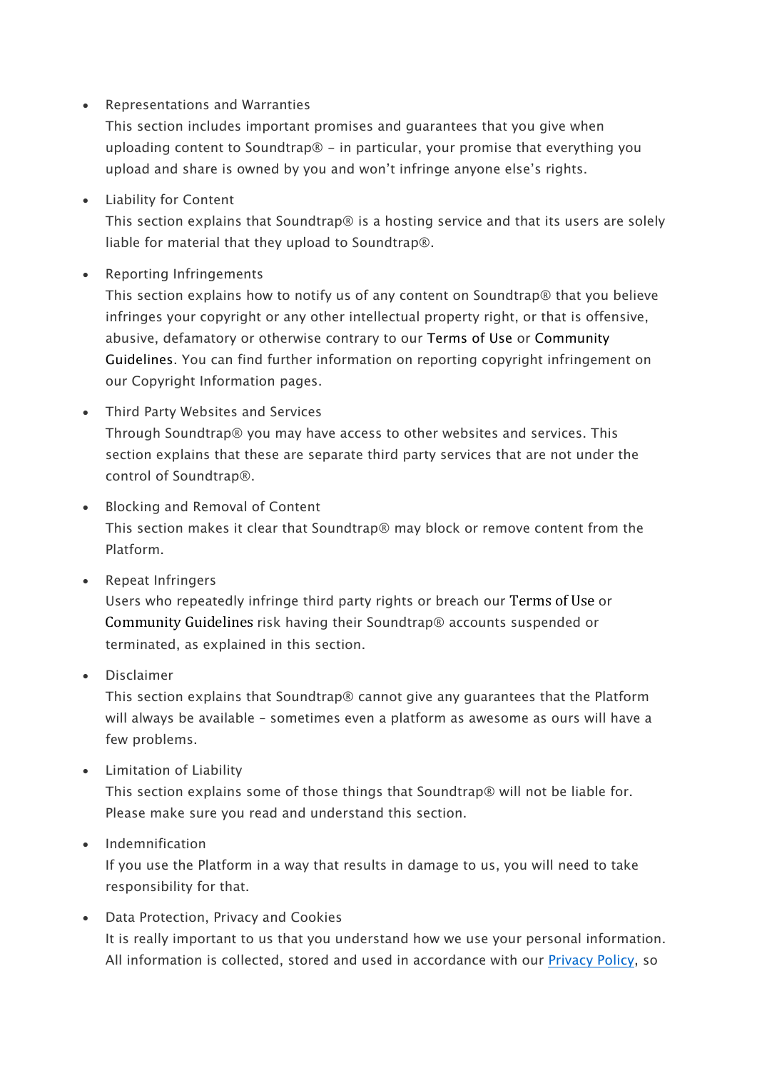- Representations and Warranties
  This section includes important promises and guarantees that you give when uploading content to Soundtrap® – in particular, your promise that everything you upload and share is owned by you and won't infringe anyone else's rights.

- Liability for Content
  This section explains that Soundtrap® is a hosting service and that its users are solely liable for material that they upload to Soundtrap®.

- Reporting Infringements
  This section explains how to notify us of any content on Soundtrap® that you believe infringes your copyright or any other intellectual property right, or that is offensive, abusive, defamatory or otherwise contrary to our Terms of Use or Community Guidelines. You can find further information on reporting copyright infringement on our Copyright Information pages.

- Third Party Websites and Services
  Through Soundtrap® you may have access to other websites and services. This section explains that these are separate third party services that are not under the control of Soundtrap®.

- Blocking and Removal of Content
  This section makes it clear that Soundtrap® may block or remove content from the Platform.

- Repeat Infringers
  Users who repeatedly infringe third party rights or breach our Terms of Use or Community Guidelines risk having their Soundtrap® accounts suspended or terminated, as explained in this section.

- Disclaimer
  This section explains that Soundtrap® cannot give any guarantees that the Platform will always be available – sometimes even a platform as awesome as ours will have a few problems.

- Limitation of Liability
  This section explains some of those things that Soundtrap® will not be liable for. Please make sure you read and understand this section.

- Indemnification
  If you use the Platform in a way that results in damage to us, you will need to take responsibility for that.

- Data Protection, Privacy and Cookies
  It is really important to us that you understand how we use your personal information. All information is collected, stored and used in accordance with our [Privacy Policy](), so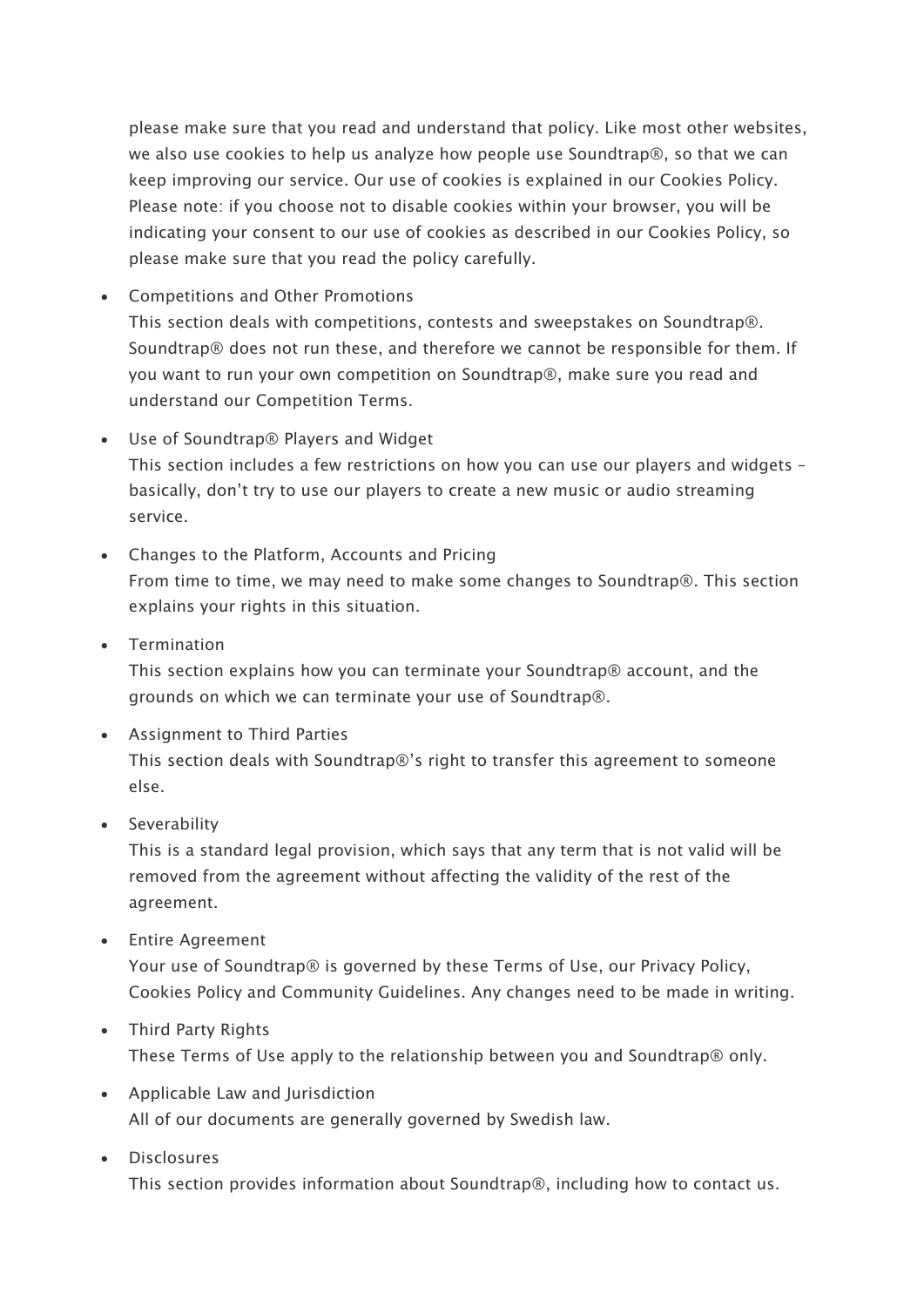please make sure that you read and understand that policy. Like most other websites, we also use cookies to help us analyze how people use Soundtrap®, so that we can keep improving our service. Our use of cookies is explained in our Cookies Policy. Please note: if you choose not to disable cookies within your browser, you will be indicating your consent to our use of cookies as described in our Cookies Policy, so please make sure that you read the policy carefully.

- Competitions and Other Promotions
  This section deals with competitions, contests and sweepstakes on Soundtrap®. Soundtrap® does not run these, and therefore we cannot be responsible for them. If you want to run your own competition on Soundtrap®, make sure you read and understand our Competition Terms.

- Use of Soundtrap® Players and Widget
  This section includes a few restrictions on how you can use our players and widgets – basically, don't try to use our players to create a new music or audio streaming service.

- Changes to the Platform, Accounts and Pricing
  From time to time, we may need to make some changes to Soundtrap®. This section explains your rights in this situation.

- Termination
  This section explains how you can terminate your Soundtrap® account, and the grounds on which we can terminate your use of Soundtrap®.

- Assignment to Third Parties
  This section deals with Soundtrap®'s right to transfer this agreement to someone else.

- Severability
  This is a standard legal provision, which says that any term that is not valid will be removed from the agreement without affecting the validity of the rest of the agreement.

- Entire Agreement
  Your use of Soundtrap® is governed by these Terms of Use, our Privacy Policy, Cookies Policy and Community Guidelines. Any changes need to be made in writing.

- Third Party Rights
  These Terms of Use apply to the relationship between you and Soundtrap® only.

- Applicable Law and Jurisdiction
  All of our documents are generally governed by Swedish law.

- Disclosures
  This section provides information about Soundtrap®, including how to contact us.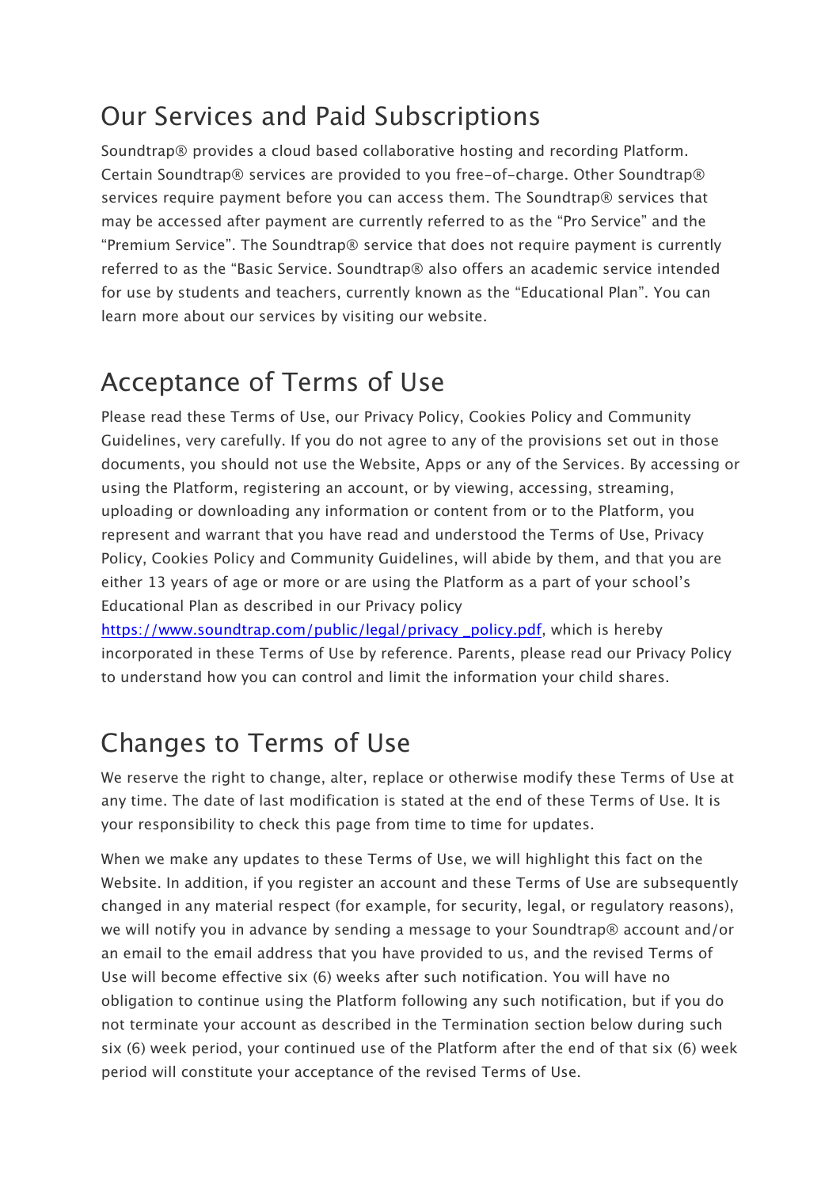## Our Services and Paid Subscriptions

Soundtrap® provides a cloud based collaborative hosting and recording Platform. Certain Soundtrap® services are provided to you free-of-charge. Other Soundtrap® services require payment before you can access them. The Soundtrap® services that may be accessed after payment are currently referred to as the "Pro Service" and the "Premium Service". The Soundtrap® service that does not require payment is currently referred to as the "Basic Service. Soundtrap® also offers an academic service intended for use by students and teachers, currently known as the "Educational Plan". You can learn more about our services by visiting our website.

## Acceptance of Terms of Use

Please read these Terms of Use, our Privacy Policy, Cookies Policy and Community Guidelines, very carefully. If you do not agree to any of the provisions set out in those documents, you should not use the Website, Apps or any of the Services. By accessing or using the Platform, registering an account, or by viewing, accessing, streaming, uploading or downloading any information or content from or to the Platform, you represent and warrant that you have read and understood the Terms of Use, Privacy Policy, Cookies Policy and Community Guidelines, will abide by them, and that you are either 13 years of age or more or are using the Platform as a part of your school's Educational Plan as described in our Privacy policy [https://www.soundtrap.com/public/legal/privacy _policy.pdf](https://www.soundtrap.com/public/legal/privacy_policy.pdf), which is hereby incorporated in these Terms of Use by reference. Parents, please read our Privacy Policy to understand how you can control and limit the information your child shares.

## Changes to Terms of Use

We reserve the right to change, alter, replace or otherwise modify these Terms of Use at any time. The date of last modification is stated at the end of these Terms of Use. It is your responsibility to check this page from time to time for updates.

When we make any updates to these Terms of Use, we will highlight this fact on the Website. In addition, if you register an account and these Terms of Use are subsequently changed in any material respect (for example, for security, legal, or regulatory reasons), we will notify you in advance by sending a message to your Soundtrap® account and/or an email to the email address that you have provided to us, and the revised Terms of Use will become effective six (6) weeks after such notification. You will have no obligation to continue using the Platform following any such notification, but if you do not terminate your account as described in the Termination section below during such six (6) week period, your continued use of the Platform after the end of that six (6) week period will constitute your acceptance of the revised Terms of Use.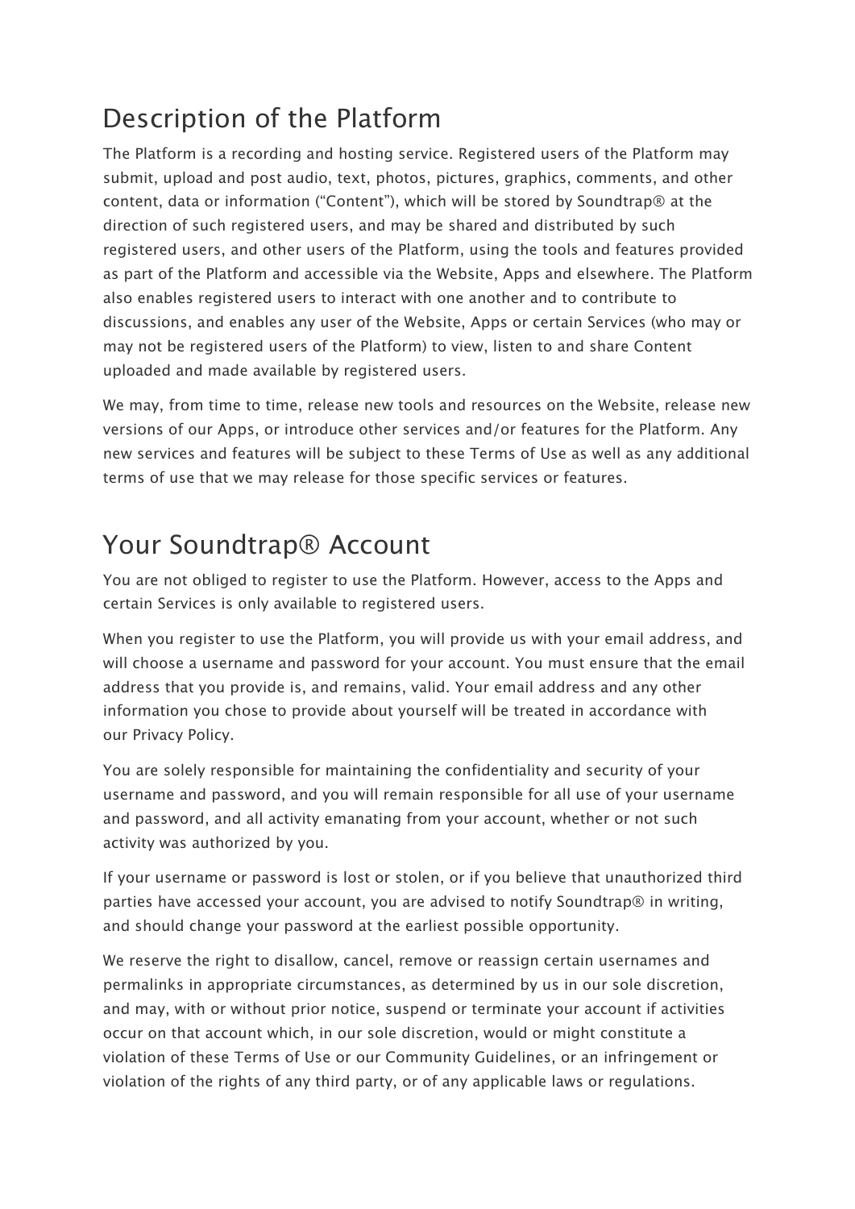## Description of the Platform

The Platform is a recording and hosting service. Registered users of the Platform may submit, upload and post audio, text, photos, pictures, graphics, comments, and other content, data or information ("Content"), which will be stored by Soundtrap® at the direction of such registered users, and may be shared and distributed by such registered users, and other users of the Platform, using the tools and features provided as part of the Platform and accessible via the Website, Apps and elsewhere. The Platform also enables registered users to interact with one another and to contribute to discussions, and enables any user of the Website, Apps or certain Services (who may or may not be registered users of the Platform) to view, listen to and share Content uploaded and made available by registered users.

We may, from time to time, release new tools and resources on the Website, release new versions of our Apps, or introduce other services and/or features for the Platform. Any new services and features will be subject to these Terms of Use as well as any additional terms of use that we may release for those specific services or features.

## Your Soundtrap® Account

You are not obliged to register to use the Platform. However, access to the Apps and certain Services is only available to registered users.

When you register to use the Platform, you will provide us with your email address, and will choose a username and password for your account. You must ensure that the email address that you provide is, and remains, valid. Your email address and any other information you chose to provide about yourself will be treated in accordance with our Privacy Policy.

You are solely responsible for maintaining the confidentiality and security of your username and password, and you will remain responsible for all use of your username and password, and all activity emanating from your account, whether or not such activity was authorized by you.

If your username or password is lost or stolen, or if you believe that unauthorized third parties have accessed your account, you are advised to notify Soundtrap® in writing, and should change your password at the earliest possible opportunity.

We reserve the right to disallow, cancel, remove or reassign certain usernames and permalinks in appropriate circumstances, as determined by us in our sole discretion, and may, with or without prior notice, suspend or terminate your account if activities occur on that account which, in our sole discretion, would or might constitute a violation of these Terms of Use or our Community Guidelines, or an infringement or violation of the rights of any third party, or of any applicable laws or regulations.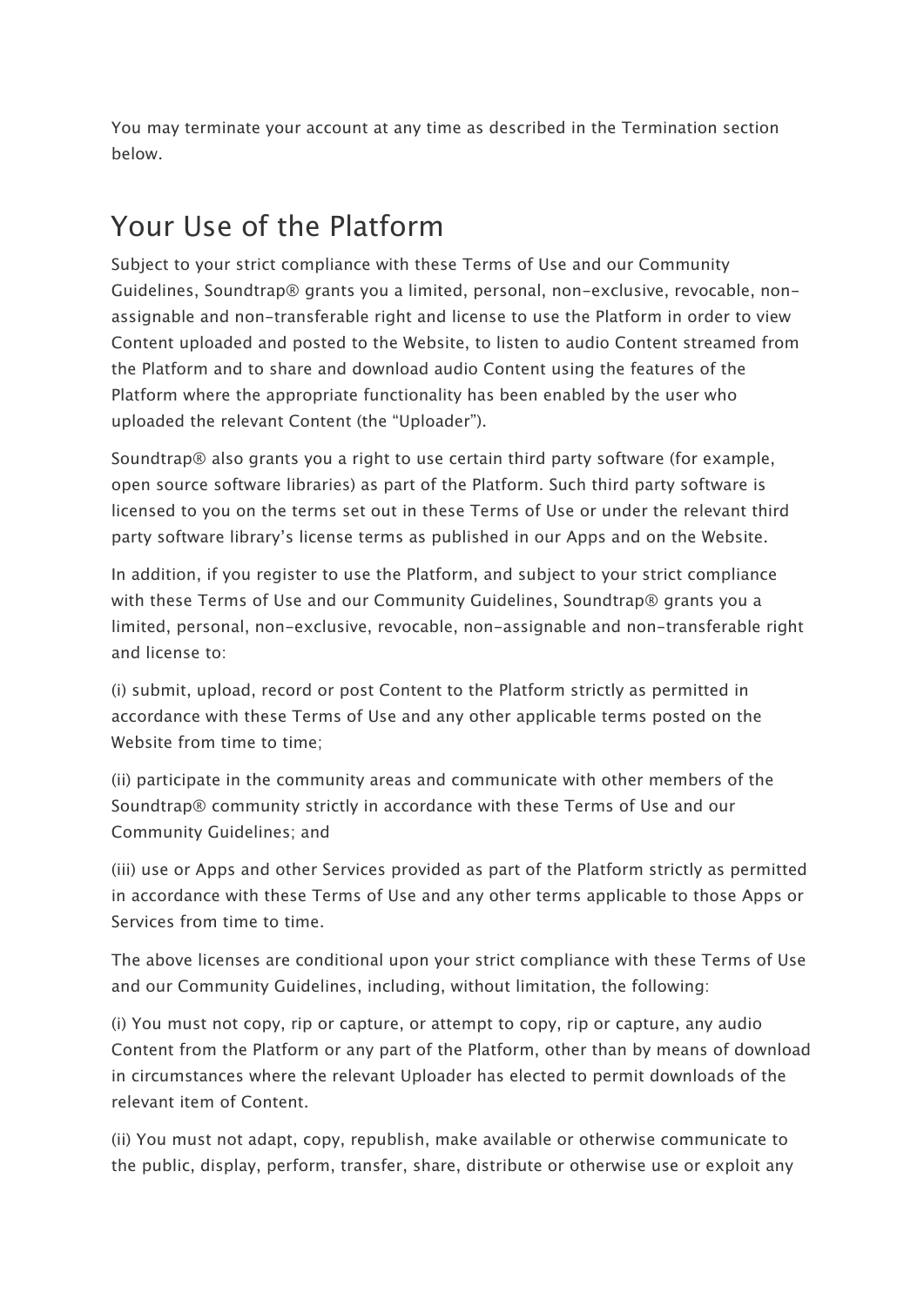You may terminate your account at any time as described in the Termination section below.

## Your Use of the Platform

Subject to your strict compliance with these Terms of Use and our Community Guidelines, Soundtrap® grants you a limited, personal, non-exclusive, revocable, non-assignable and non-transferable right and license to use the Platform in order to view Content uploaded and posted to the Website, to listen to audio Content streamed from the Platform and to share and download audio Content using the features of the Platform where the appropriate functionality has been enabled by the user who uploaded the relevant Content (the "Uploader").

Soundtrap® also grants you a right to use certain third party software (for example, open source software libraries) as part of the Platform. Such third party software is licensed to you on the terms set out in these Terms of Use or under the relevant third party software library's license terms as published in our Apps and on the Website.

In addition, if you register to use the Platform, and subject to your strict compliance with these Terms of Use and our Community Guidelines, Soundtrap® grants you a limited, personal, non-exclusive, revocable, non-assignable and non-transferable right and license to:

(i) submit, upload, record or post Content to the Platform strictly as permitted in accordance with these Terms of Use and any other applicable terms posted on the Website from time to time;

(ii) participate in the community areas and communicate with other members of the Soundtrap® community strictly in accordance with these Terms of Use and our Community Guidelines; and

(iii) use or Apps and other Services provided as part of the Platform strictly as permitted in accordance with these Terms of Use and any other terms applicable to those Apps or Services from time to time.

The above licenses are conditional upon your strict compliance with these Terms of Use and our Community Guidelines, including, without limitation, the following:

(i) You must not copy, rip or capture, or attempt to copy, rip or capture, any audio Content from the Platform or any part of the Platform, other than by means of download in circumstances where the relevant Uploader has elected to permit downloads of the relevant item of Content.

(ii) You must not adapt, copy, republish, make available or otherwise communicate to the public, display, perform, transfer, share, distribute or otherwise use or exploit any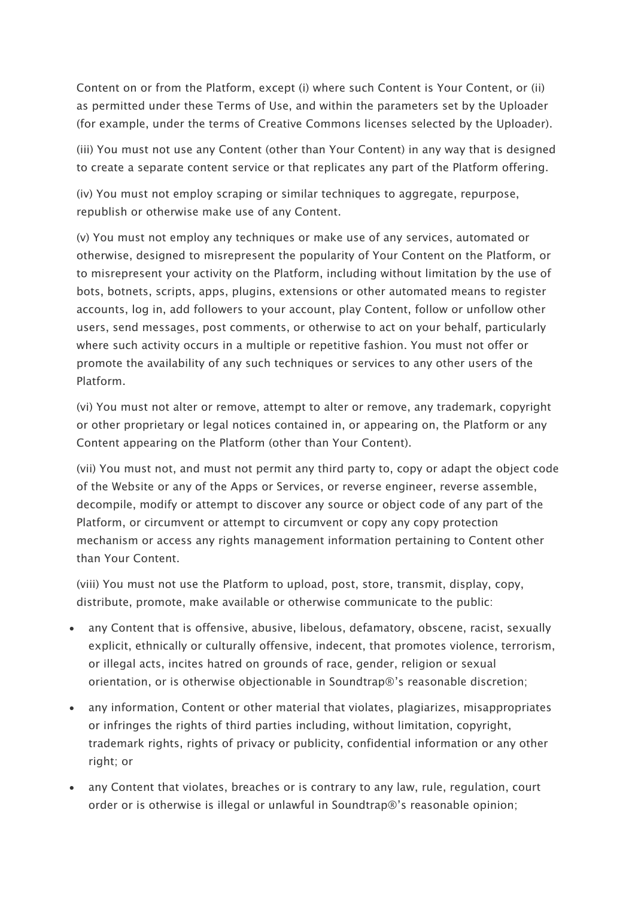Content on or from the Platform, except (i) where such Content is Your Content, or (ii) as permitted under these Terms of Use, and within the parameters set by the Uploader (for example, under the terms of Creative Commons licenses selected by the Uploader).

(iii) You must not use any Content (other than Your Content) in any way that is designed to create a separate content service or that replicates any part of the Platform offering.

(iv) You must not employ scraping or similar techniques to aggregate, repurpose, republish or otherwise make use of any Content.

(v) You must not employ any techniques or make use of any services, automated or otherwise, designed to misrepresent the popularity of Your Content on the Platform, or to misrepresent your activity on the Platform, including without limitation by the use of bots, botnets, scripts, apps, plugins, extensions or other automated means to register accounts, log in, add followers to your account, play Content, follow or unfollow other users, send messages, post comments, or otherwise to act on your behalf, particularly where such activity occurs in a multiple or repetitive fashion. You must not offer or promote the availability of any such techniques or services to any other users of the Platform.

(vi) You must not alter or remove, attempt to alter or remove, any trademark, copyright or other proprietary or legal notices contained in, or appearing on, the Platform or any Content appearing on the Platform (other than Your Content).

(vii) You must not, and must not permit any third party to, copy or adapt the object code of the Website or any of the Apps or Services, or reverse engineer, reverse assemble, decompile, modify or attempt to discover any source or object code of any part of the Platform, or circumvent or attempt to circumvent or copy any copy protection mechanism or access any rights management information pertaining to Content other than Your Content.

(viii) You must not use the Platform to upload, post, store, transmit, display, copy, distribute, promote, make available or otherwise communicate to the public:

- any Content that is offensive, abusive, libelous, defamatory, obscene, racist, sexually explicit, ethnically or culturally offensive, indecent, that promotes violence, terrorism, or illegal acts, incites hatred on grounds of race, gender, religion or sexual orientation, or is otherwise objectionable in Soundtrap®'s reasonable discretion;
- any information, Content or other material that violates, plagiarizes, misappropriates or infringes the rights of third parties including, without limitation, copyright, trademark rights, rights of privacy or publicity, confidential information or any other right; or
- any Content that violates, breaches or is contrary to any law, rule, regulation, court order or is otherwise is illegal or unlawful in Soundtrap®'s reasonable opinion;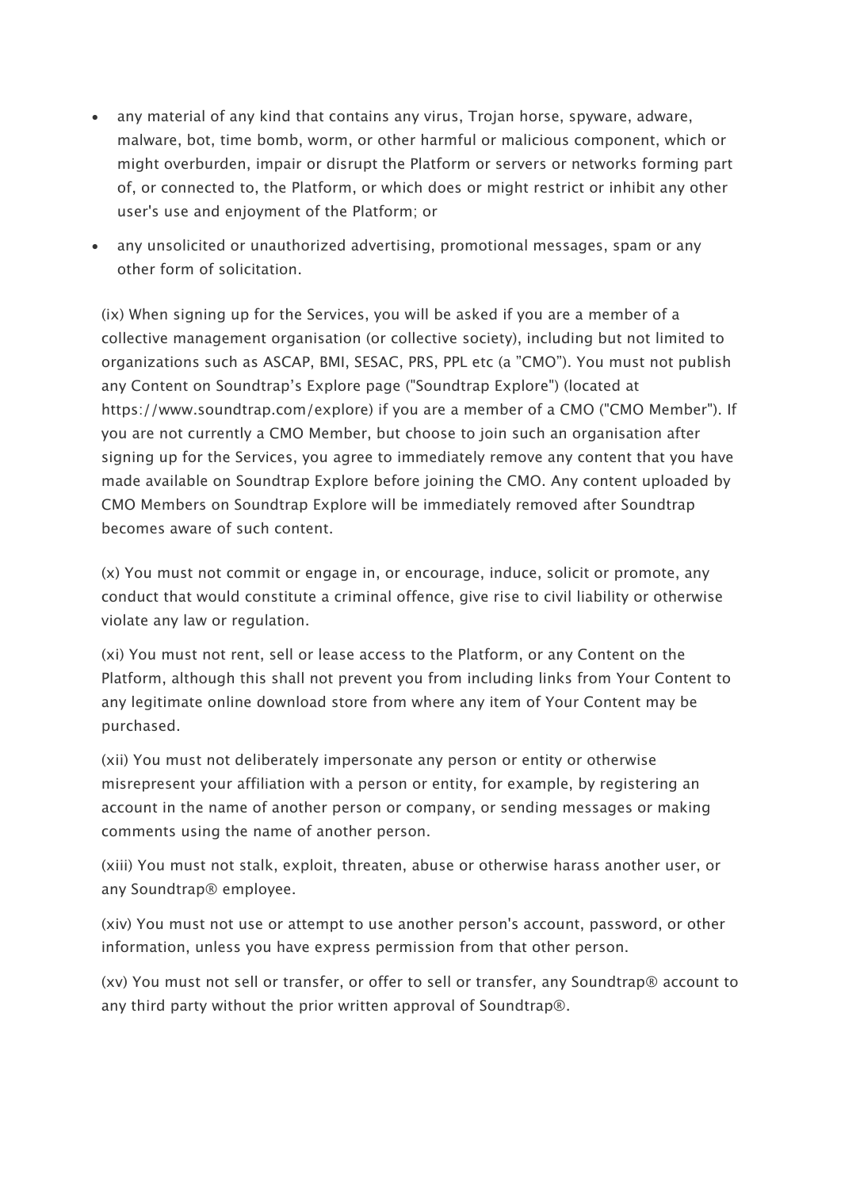- any material of any kind that contains any virus, Trojan horse, spyware, adware, malware, bot, time bomb, worm, or other harmful or malicious component, which or might overburden, impair or disrupt the Platform or servers or networks forming part of, or connected to, the Platform, or which does or might restrict or inhibit any other user's use and enjoyment of the Platform; or
- any unsolicited or unauthorized advertising, promotional messages, spam or any other form of solicitation.

(ix) When signing up for the Services, you will be asked if you are a member of a collective management organisation (or collective society), including but not limited to organizations such as ASCAP, BMI, SESAC, PRS, PPL etc (a "CMO"). You must not publish any Content on Soundtrap's Explore page ("Soundtrap Explore") (located at https://www.soundtrap.com/explore) if you are a member of a CMO ("CMO Member"). If you are not currently a CMO Member, but choose to join such an organisation after signing up for the Services, you agree to immediately remove any content that you have made available on Soundtrap Explore before joining the CMO. Any content uploaded by CMO Members on Soundtrap Explore will be immediately removed after Soundtrap becomes aware of such content.

(x) You must not commit or engage in, or encourage, induce, solicit or promote, any conduct that would constitute a criminal offence, give rise to civil liability or otherwise violate any law or regulation.

(xi) You must not rent, sell or lease access to the Platform, or any Content on the Platform, although this shall not prevent you from including links from Your Content to any legitimate online download store from where any item of Your Content may be purchased.

(xii) You must not deliberately impersonate any person or entity or otherwise misrepresent your affiliation with a person or entity, for example, by registering an account in the name of another person or company, or sending messages or making comments using the name of another person.

(xiii) You must not stalk, exploit, threaten, abuse or otherwise harass another user, or any Soundtrap® employee.

(xiv) You must not use or attempt to use another person's account, password, or other information, unless you have express permission from that other person.

(xv) You must not sell or transfer, or offer to sell or transfer, any Soundtrap® account to any third party without the prior written approval of Soundtrap®.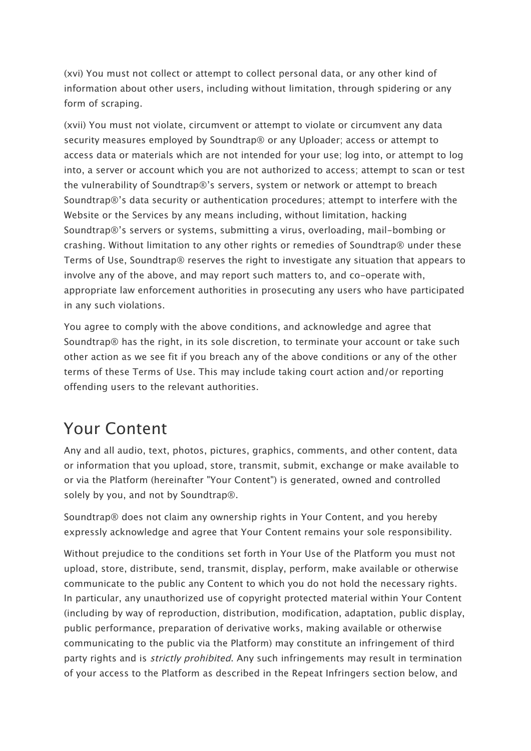(xvi) You must not collect or attempt to collect personal data, or any other kind of information about other users, including without limitation, through spidering or any form of scraping.

(xvii) You must not violate, circumvent or attempt to violate or circumvent any data security measures employed by Soundtrap® or any Uploader; access or attempt to access data or materials which are not intended for your use; log into, or attempt to log into, a server or account which you are not authorized to access; attempt to scan or test the vulnerability of Soundtrap®'s servers, system or network or attempt to breach Soundtrap®'s data security or authentication procedures; attempt to interfere with the Website or the Services by any means including, without limitation, hacking Soundtrap®'s servers or systems, submitting a virus, overloading, mail-bombing or crashing. Without limitation to any other rights or remedies of Soundtrap® under these Terms of Use, Soundtrap® reserves the right to investigate any situation that appears to involve any of the above, and may report such matters to, and co-operate with, appropriate law enforcement authorities in prosecuting any users who have participated in any such violations.

You agree to comply with the above conditions, and acknowledge and agree that Soundtrap® has the right, in its sole discretion, to terminate your account or take such other action as we see fit if you breach any of the above conditions or any of the other terms of these Terms of Use. This may include taking court action and/or reporting offending users to the relevant authorities.

## Your Content

Any and all audio, text, photos, pictures, graphics, comments, and other content, data or information that you upload, store, transmit, submit, exchange or make available to or via the Platform (hereinafter "Your Content") is generated, owned and controlled solely by you, and not by Soundtrap®.

Soundtrap® does not claim any ownership rights in Your Content, and you hereby expressly acknowledge and agree that Your Content remains your sole responsibility.

Without prejudice to the conditions set forth in Your Use of the Platform you must not upload, store, distribute, send, transmit, display, perform, make available or otherwise communicate to the public any Content to which you do not hold the necessary rights. In particular, any unauthorized use of copyright protected material within Your Content (including by way of reproduction, distribution, modification, adaptation, public display, public performance, preparation of derivative works, making available or otherwise communicating to the public via the Platform) may constitute an infringement of third party rights and is *strictly prohibited*. Any such infringements may result in termination of your access to the Platform as described in the Repeat Infringers section below, and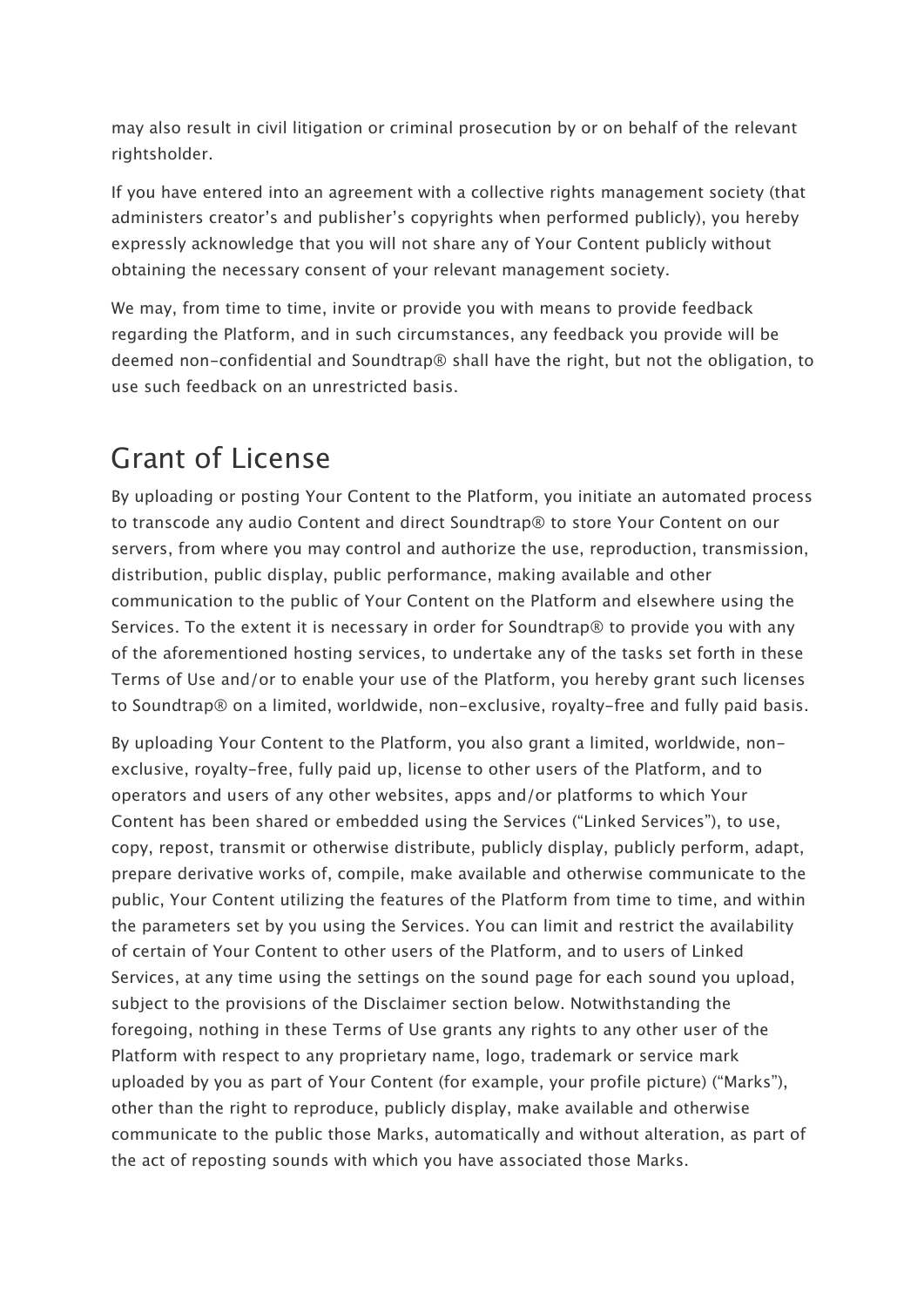may also result in civil litigation or criminal prosecution by or on behalf of the relevant rightsholder.

If you have entered into an agreement with a collective rights management society (that administers creator's and publisher's copyrights when performed publicly), you hereby expressly acknowledge that you will not share any of Your Content publicly without obtaining the necessary consent of your relevant management society.

We may, from time to time, invite or provide you with means to provide feedback regarding the Platform, and in such circumstances, any feedback you provide will be deemed non-confidential and Soundtrap® shall have the right, but not the obligation, to use such feedback on an unrestricted basis.

## Grant of License

By uploading or posting Your Content to the Platform, you initiate an automated process to transcode any audio Content and direct Soundtrap® to store Your Content on our servers, from where you may control and authorize the use, reproduction, transmission, distribution, public display, public performance, making available and other communication to the public of Your Content on the Platform and elsewhere using the Services. To the extent it is necessary in order for Soundtrap® to provide you with any of the aforementioned hosting services, to undertake any of the tasks set forth in these Terms of Use and/or to enable your use of the Platform, you hereby grant such licenses to Soundtrap® on a limited, worldwide, non-exclusive, royalty-free and fully paid basis.

By uploading Your Content to the Platform, you also grant a limited, worldwide, non-exclusive, royalty-free, fully paid up, license to other users of the Platform, and to operators and users of any other websites, apps and/or platforms to which Your Content has been shared or embedded using the Services ("Linked Services"), to use, copy, repost, transmit or otherwise distribute, publicly display, publicly perform, adapt, prepare derivative works of, compile, make available and otherwise communicate to the public, Your Content utilizing the features of the Platform from time to time, and within the parameters set by you using the Services. You can limit and restrict the availability of certain of Your Content to other users of the Platform, and to users of Linked Services, at any time using the settings on the sound page for each sound you upload, subject to the provisions of the Disclaimer section below. Notwithstanding the foregoing, nothing in these Terms of Use grants any rights to any other user of the Platform with respect to any proprietary name, logo, trademark or service mark uploaded by you as part of Your Content (for example, your profile picture) ("Marks"), other than the right to reproduce, publicly display, make available and otherwise communicate to the public those Marks, automatically and without alteration, as part of the act of reposting sounds with which you have associated those Marks.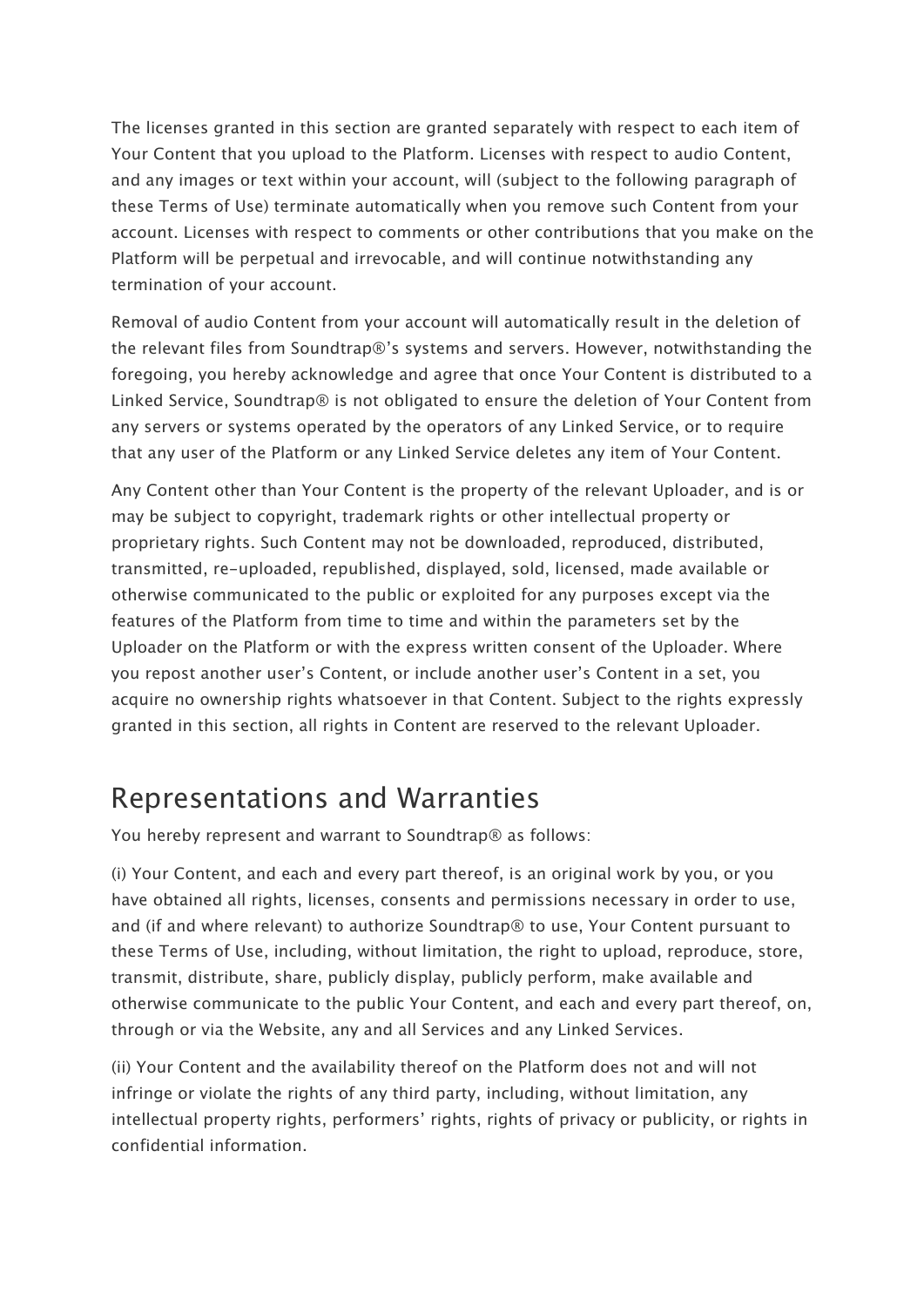The licenses granted in this section are granted separately with respect to each item of Your Content that you upload to the Platform. Licenses with respect to audio Content, and any images or text within your account, will (subject to the following paragraph of these Terms of Use) terminate automatically when you remove such Content from your account. Licenses with respect to comments or other contributions that you make on the Platform will be perpetual and irrevocable, and will continue notwithstanding any termination of your account.

Removal of audio Content from your account will automatically result in the deletion of the relevant files from Soundtrap®'s systems and servers. However, notwithstanding the foregoing, you hereby acknowledge and agree that once Your Content is distributed to a Linked Service, Soundtrap® is not obligated to ensure the deletion of Your Content from any servers or systems operated by the operators of any Linked Service, or to require that any user of the Platform or any Linked Service deletes any item of Your Content.

Any Content other than Your Content is the property of the relevant Uploader, and is or may be subject to copyright, trademark rights or other intellectual property or proprietary rights. Such Content may not be downloaded, reproduced, distributed, transmitted, re-uploaded, republished, displayed, sold, licensed, made available or otherwise communicated to the public or exploited for any purposes except via the features of the Platform from time to time and within the parameters set by the Uploader on the Platform or with the express written consent of the Uploader. Where you repost another user's Content, or include another user's Content in a set, you acquire no ownership rights whatsoever in that Content. Subject to the rights expressly granted in this section, all rights in Content are reserved to the relevant Uploader.

## Representations and Warranties

You hereby represent and warrant to Soundtrap® as follows:

(i) Your Content, and each and every part thereof, is an original work by you, or you have obtained all rights, licenses, consents and permissions necessary in order to use, and (if and where relevant) to authorize Soundtrap® to use, Your Content pursuant to these Terms of Use, including, without limitation, the right to upload, reproduce, store, transmit, distribute, share, publicly display, publicly perform, make available and otherwise communicate to the public Your Content, and each and every part thereof, on, through or via the Website, any and all Services and any Linked Services.

(ii) Your Content and the availability thereof on the Platform does not and will not infringe or violate the rights of any third party, including, without limitation, any intellectual property rights, performers' rights, rights of privacy or publicity, or rights in confidential information.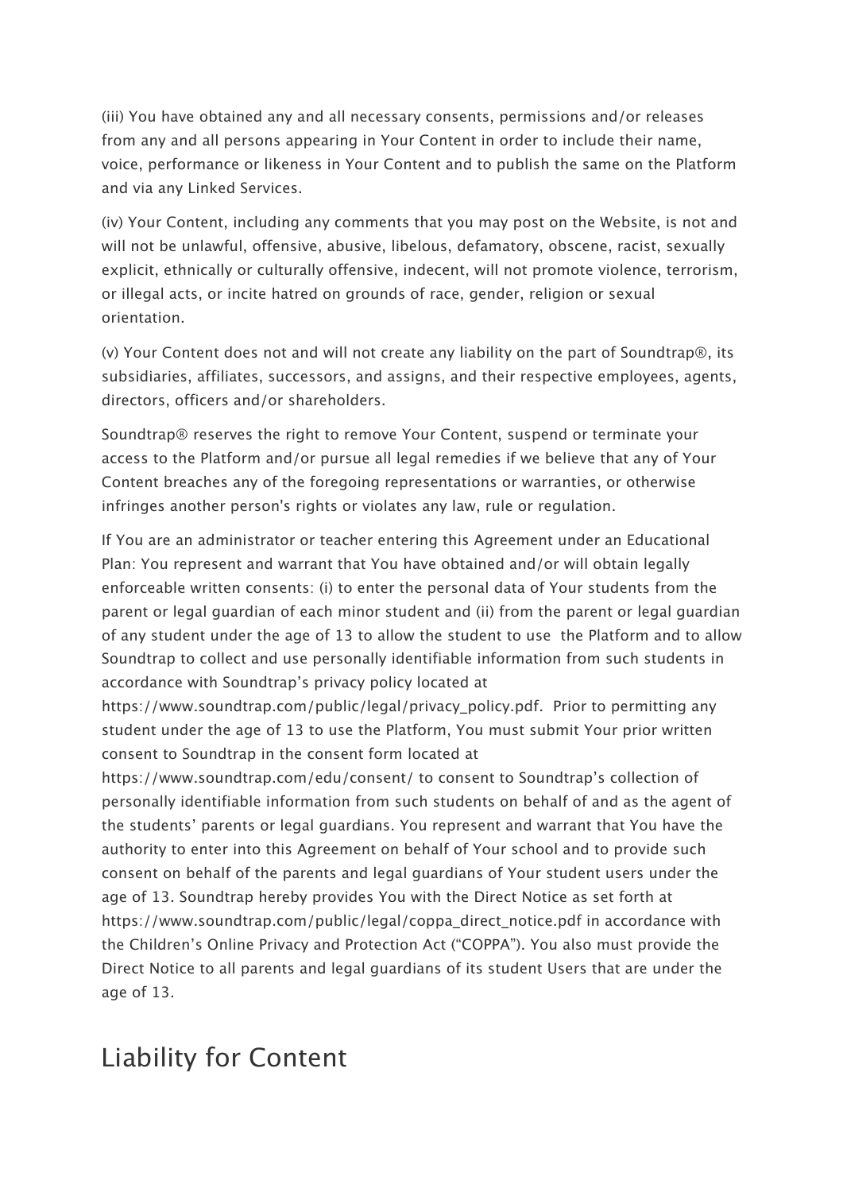(iii) You have obtained any and all necessary consents, permissions and/or releases from any and all persons appearing in Your Content in order to include their name, voice, performance or likeness in Your Content and to publish the same on the Platform and via any Linked Services.

(iv) Your Content, including any comments that you may post on the Website, is not and will not be unlawful, offensive, abusive, libelous, defamatory, obscene, racist, sexually explicit, ethnically or culturally offensive, indecent, will not promote violence, terrorism, or illegal acts, or incite hatred on grounds of race, gender, religion or sexual orientation.

(v) Your Content does not and will not create any liability on the part of Soundtrap®, its subsidiaries, affiliates, successors, and assigns, and their respective employees, agents, directors, officers and/or shareholders.

Soundtrap® reserves the right to remove Your Content, suspend or terminate your access to the Platform and/or pursue all legal remedies if we believe that any of Your Content breaches any of the foregoing representations or warranties, or otherwise infringes another person's rights or violates any law, rule or regulation.

If You are an administrator or teacher entering this Agreement under an Educational Plan: You represent and warrant that You have obtained and/or will obtain legally enforceable written consents: (i) to enter the personal data of Your students from the parent or legal guardian of each minor student and (ii) from the parent or legal guardian of any student under the age of 13 to allow the student to use the Platform and to allow Soundtrap to collect and use personally identifiable information from such students in accordance with Soundtrap's privacy policy located at https://www.soundtrap.com/public/legal/privacy_policy.pdf. Prior to permitting any student under the age of 13 to use the Platform, You must submit Your prior written consent to Soundtrap in the consent form located at https://www.soundtrap.com/edu/consent/ to consent to Soundtrap's collection of personally identifiable information from such students on behalf of and as the agent of the students' parents or legal guardians. You represent and warrant that You have the authority to enter into this Agreement on behalf of Your school and to provide such consent on behalf of the parents and legal guardians of Your student users under the age of 13. Soundtrap hereby provides You with the Direct Notice as set forth at https://www.soundtrap.com/public/legal/coppa_direct_notice.pdf in accordance with the Children's Online Privacy and Protection Act ("COPPA"). You also must provide the Direct Notice to all parents and legal guardians of its student Users that are under the age of 13.

## Liability for Content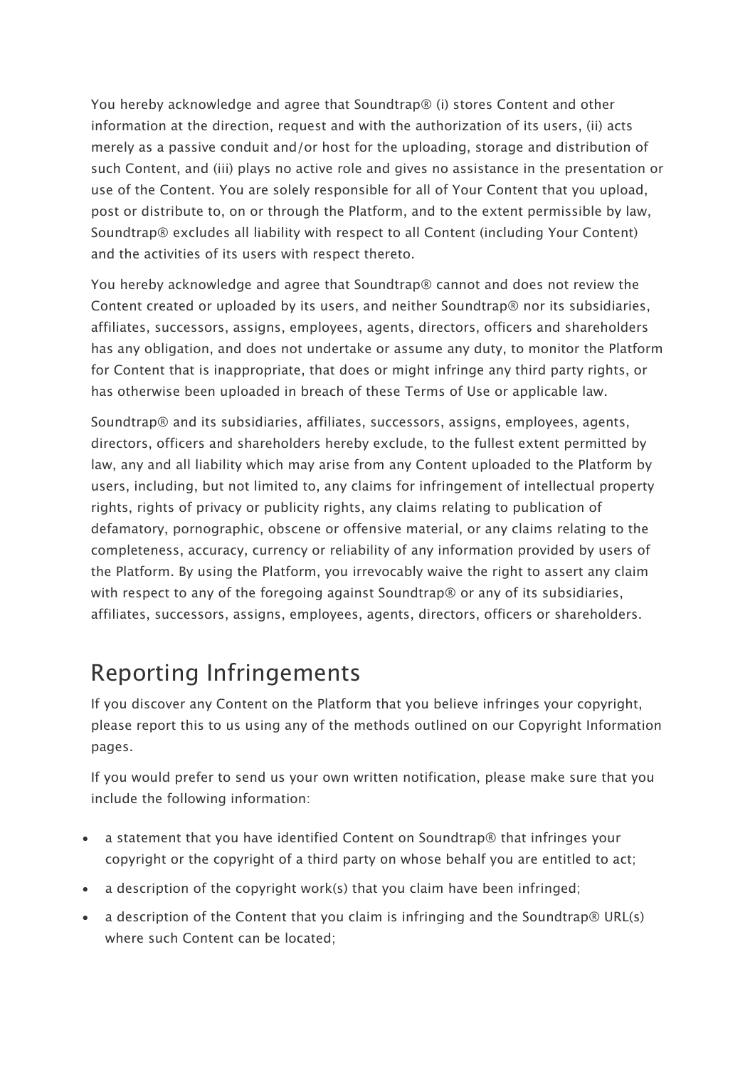You hereby acknowledge and agree that Soundtrap® (i) stores Content and other information at the direction, request and with the authorization of its users, (ii) acts merely as a passive conduit and/or host for the uploading, storage and distribution of such Content, and (iii) plays no active role and gives no assistance in the presentation or use of the Content. You are solely responsible for all of Your Content that you upload, post or distribute to, on or through the Platform, and to the extent permissible by law, Soundtrap® excludes all liability with respect to all Content (including Your Content) and the activities of its users with respect thereto.

You hereby acknowledge and agree that Soundtrap® cannot and does not review the Content created or uploaded by its users, and neither Soundtrap® nor its subsidiaries, affiliates, successors, assigns, employees, agents, directors, officers and shareholders has any obligation, and does not undertake or assume any duty, to monitor the Platform for Content that is inappropriate, that does or might infringe any third party rights, or has otherwise been uploaded in breach of these Terms of Use or applicable law.

Soundtrap® and its subsidiaries, affiliates, successors, assigns, employees, agents, directors, officers and shareholders hereby exclude, to the fullest extent permitted by law, any and all liability which may arise from any Content uploaded to the Platform by users, including, but not limited to, any claims for infringement of intellectual property rights, rights of privacy or publicity rights, any claims relating to publication of defamatory, pornographic, obscene or offensive material, or any claims relating to the completeness, accuracy, currency or reliability of any information provided by users of the Platform. By using the Platform, you irrevocably waive the right to assert any claim with respect to any of the foregoing against Soundtrap® or any of its subsidiaries, affiliates, successors, assigns, employees, agents, directors, officers or shareholders.

## Reporting Infringements

If you discover any Content on the Platform that you believe infringes your copyright, please report this to us using any of the methods outlined on our Copyright Information pages.

If you would prefer to send us your own written notification, please make sure that you include the following information:

- a statement that you have identified Content on Soundtrap® that infringes your copyright or the copyright of a third party on whose behalf you are entitled to act;
- a description of the copyright work(s) that you claim have been infringed;
- a description of the Content that you claim is infringing and the Soundtrap® URL(s) where such Content can be located;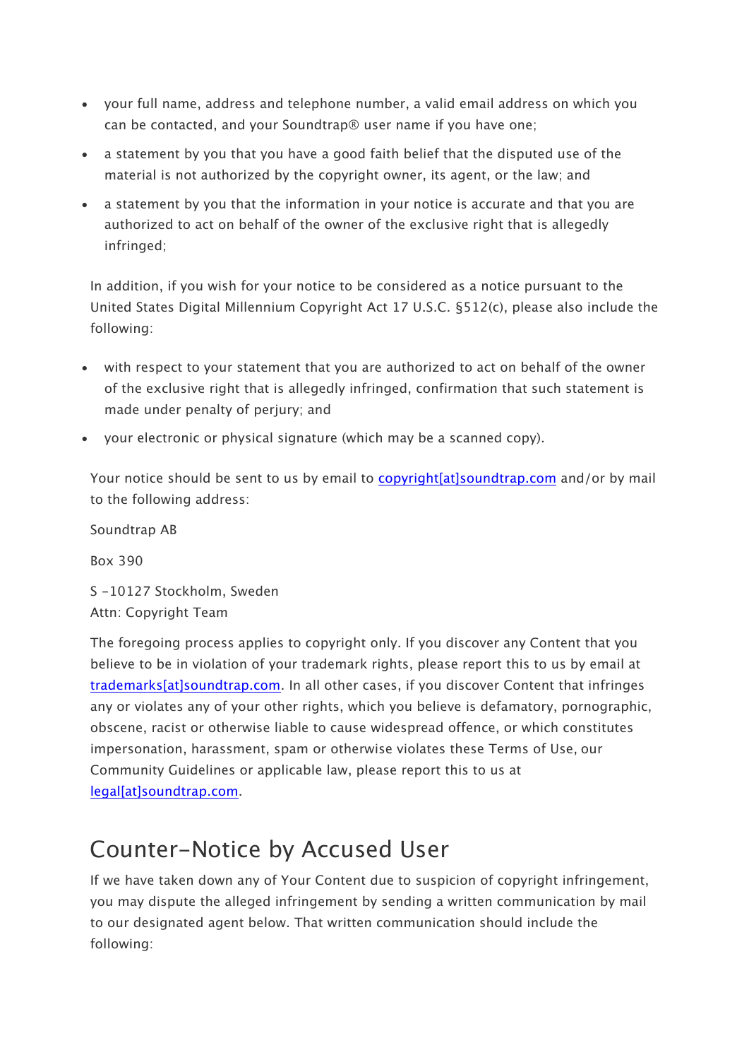- your full name, address and telephone number, a valid email address on which you can be contacted, and your Soundtrap® user name if you have one;
- a statement by you that you have a good faith belief that the disputed use of the material is not authorized by the copyright owner, its agent, or the law; and
- a statement by you that the information in your notice is accurate and that you are authorized to act on behalf of the owner of the exclusive right that is allegedly infringed;

In addition, if you wish for your notice to be considered as a notice pursuant to the United States Digital Millennium Copyright Act 17 U.S.C. §512(c), please also include the following:

- with respect to your statement that you are authorized to act on behalf of the owner of the exclusive right that is allegedly infringed, confirmation that such statement is made under penalty of perjury; and
- your electronic or physical signature (which may be a scanned copy).

Your notice should be sent to us by email to copyright[at]soundtrap.com and/or by mail to the following address:

Soundtrap AB

Box 390

S -10127 Stockholm, Sweden
Attn: Copyright Team

The foregoing process applies to copyright only. If you discover any Content that you believe to be in violation of your trademark rights, please report this to us by email at trademarks[at]soundtrap.com. In all other cases, if you discover Content that infringes any or violates any of your other rights, which you believe is defamatory, pornographic, obscene, racist or otherwise liable to cause widespread offence, or which constitutes impersonation, harassment, spam or otherwise violates these Terms of Use, our Community Guidelines or applicable law, please report this to us at legal[at]soundtrap.com.

## Counter-Notice by Accused User

If we have taken down any of Your Content due to suspicion of copyright infringement, you may dispute the alleged infringement by sending a written communication by mail to our designated agent below. That written communication should include the following: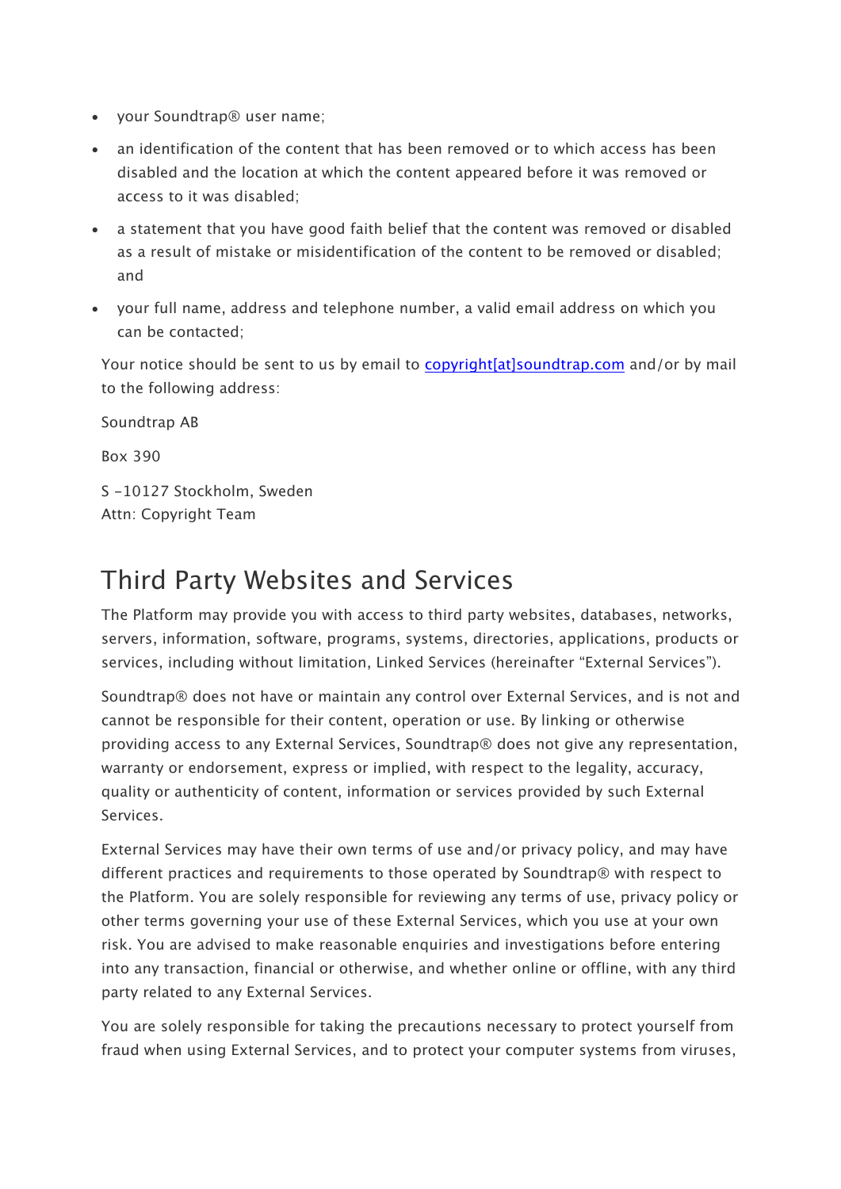- your Soundtrap® user name;
- an identification of the content that has been removed or to which access has been disabled and the location at which the content appeared before it was removed or access to it was disabled;
- a statement that you have good faith belief that the content was removed or disabled as a result of mistake or misidentification of the content to be removed or disabled; and
- your full name, address and telephone number, a valid email address on which you can be contacted;

Your notice should be sent to us by email to copyright[at]soundtrap.com and/or by mail to the following address:

Soundtrap AB

Box 390

S -10127 Stockholm, Sweden
Attn: Copyright Team

## Third Party Websites and Services

The Platform may provide you with access to third party websites, databases, networks, servers, information, software, programs, systems, directories, applications, products or services, including without limitation, Linked Services (hereinafter "External Services").

Soundtrap® does not have or maintain any control over External Services, and is not and cannot be responsible for their content, operation or use. By linking or otherwise providing access to any External Services, Soundtrap® does not give any representation, warranty or endorsement, express or implied, with respect to the legality, accuracy, quality or authenticity of content, information or services provided by such External Services.

External Services may have their own terms of use and/or privacy policy, and may have different practices and requirements to those operated by Soundtrap® with respect to the Platform. You are solely responsible for reviewing any terms of use, privacy policy or other terms governing your use of these External Services, which you use at your own risk. You are advised to make reasonable enquiries and investigations before entering into any transaction, financial or otherwise, and whether online or offline, with any third party related to any External Services.

You are solely responsible for taking the precautions necessary to protect yourself from fraud when using External Services, and to protect your computer systems from viruses,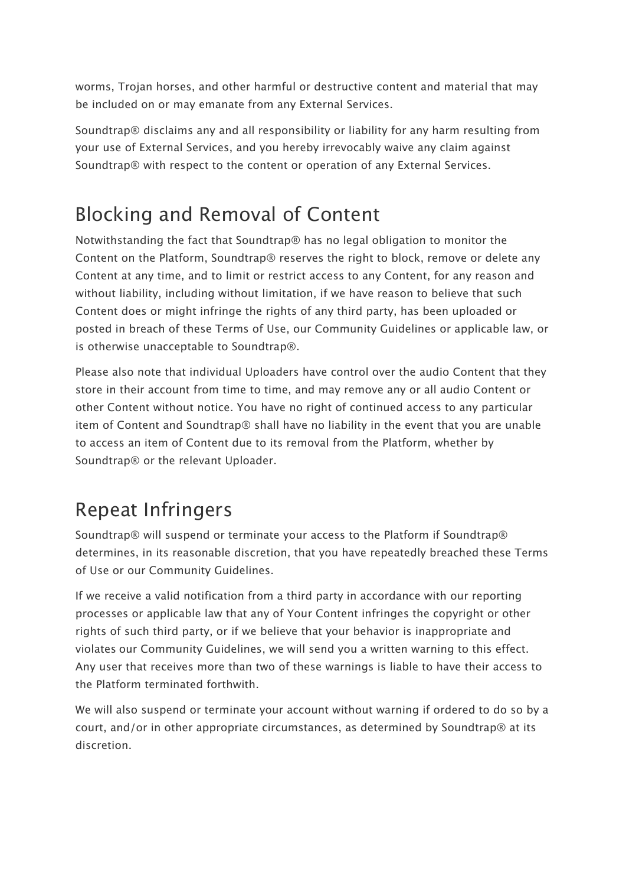worms, Trojan horses, and other harmful or destructive content and material that may be included on or may emanate from any External Services.

Soundtrap® disclaims any and all responsibility or liability for any harm resulting from your use of External Services, and you hereby irrevocably waive any claim against Soundtrap® with respect to the content or operation of any External Services.

## Blocking and Removal of Content

Notwithstanding the fact that Soundtrap® has no legal obligation to monitor the Content on the Platform, Soundtrap® reserves the right to block, remove or delete any Content at any time, and to limit or restrict access to any Content, for any reason and without liability, including without limitation, if we have reason to believe that such Content does or might infringe the rights of any third party, has been uploaded or posted in breach of these Terms of Use, our Community Guidelines or applicable law, or is otherwise unacceptable to Soundtrap®.

Please also note that individual Uploaders have control over the audio Content that they store in their account from time to time, and may remove any or all audio Content or other Content without notice. You have no right of continued access to any particular item of Content and Soundtrap® shall have no liability in the event that you are unable to access an item of Content due to its removal from the Platform, whether by Soundtrap® or the relevant Uploader.

## Repeat Infringers

Soundtrap® will suspend or terminate your access to the Platform if Soundtrap® determines, in its reasonable discretion, that you have repeatedly breached these Terms of Use or our Community Guidelines.

If we receive a valid notification from a third party in accordance with our reporting processes or applicable law that any of Your Content infringes the copyright or other rights of such third party, or if we believe that your behavior is inappropriate and violates our Community Guidelines, we will send you a written warning to this effect. Any user that receives more than two of these warnings is liable to have their access to the Platform terminated forthwith.

We will also suspend or terminate your account without warning if ordered to do so by a court, and/or in other appropriate circumstances, as determined by Soundtrap® at its discretion.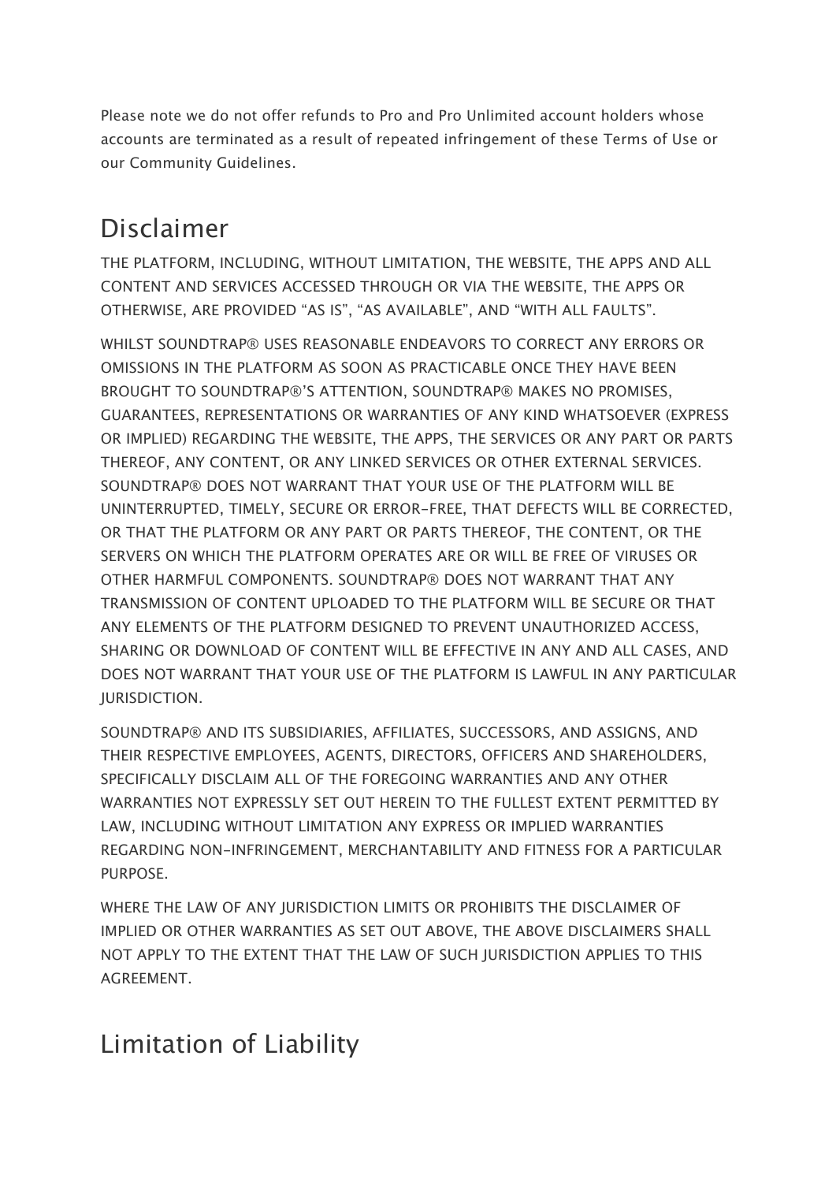Please note we do not offer refunds to Pro and Pro Unlimited account holders whose accounts are terminated as a result of repeated infringement of these Terms of Use or our Community Guidelines.

## Disclaimer

THE PLATFORM, INCLUDING, WITHOUT LIMITATION, THE WEBSITE, THE APPS AND ALL CONTENT AND SERVICES ACCESSED THROUGH OR VIA THE WEBSITE, THE APPS OR OTHERWISE, ARE PROVIDED "AS IS", "AS AVAILABLE", AND "WITH ALL FAULTS".

WHILST SOUNDTRAP® USES REASONABLE ENDEAVORS TO CORRECT ANY ERRORS OR OMISSIONS IN THE PLATFORM AS SOON AS PRACTICABLE ONCE THEY HAVE BEEN BROUGHT TO SOUNDTRAP®'S ATTENTION, SOUNDTRAP® MAKES NO PROMISES, GUARANTEES, REPRESENTATIONS OR WARRANTIES OF ANY KIND WHATSOEVER (EXPRESS OR IMPLIED) REGARDING THE WEBSITE, THE APPS, THE SERVICES OR ANY PART OR PARTS THEREOF, ANY CONTENT, OR ANY LINKED SERVICES OR OTHER EXTERNAL SERVICES. SOUNDTRAP® DOES NOT WARRANT THAT YOUR USE OF THE PLATFORM WILL BE UNINTERRUPTED, TIMELY, SECURE OR ERROR-FREE, THAT DEFECTS WILL BE CORRECTED, OR THAT THE PLATFORM OR ANY PART OR PARTS THEREOF, THE CONTENT, OR THE SERVERS ON WHICH THE PLATFORM OPERATES ARE OR WILL BE FREE OF VIRUSES OR OTHER HARMFUL COMPONENTS. SOUNDTRAP® DOES NOT WARRANT THAT ANY TRANSMISSION OF CONTENT UPLOADED TO THE PLATFORM WILL BE SECURE OR THAT ANY ELEMENTS OF THE PLATFORM DESIGNED TO PREVENT UNAUTHORIZED ACCESS, SHARING OR DOWNLOAD OF CONTENT WILL BE EFFECTIVE IN ANY AND ALL CASES, AND DOES NOT WARRANT THAT YOUR USE OF THE PLATFORM IS LAWFUL IN ANY PARTICULAR JURISDICTION.

SOUNDTRAP® AND ITS SUBSIDIARIES, AFFILIATES, SUCCESSORS, AND ASSIGNS, AND THEIR RESPECTIVE EMPLOYEES, AGENTS, DIRECTORS, OFFICERS AND SHAREHOLDERS, SPECIFICALLY DISCLAIM ALL OF THE FOREGOING WARRANTIES AND ANY OTHER WARRANTIES NOT EXPRESSLY SET OUT HEREIN TO THE FULLEST EXTENT PERMITTED BY LAW, INCLUDING WITHOUT LIMITATION ANY EXPRESS OR IMPLIED WARRANTIES REGARDING NON-INFRINGEMENT, MERCHANTABILITY AND FITNESS FOR A PARTICULAR PURPOSE.

WHERE THE LAW OF ANY JURISDICTION LIMITS OR PROHIBITS THE DISCLAIMER OF IMPLIED OR OTHER WARRANTIES AS SET OUT ABOVE, THE ABOVE DISCLAIMERS SHALL NOT APPLY TO THE EXTENT THAT THE LAW OF SUCH JURISDICTION APPLIES TO THIS AGREEMENT.

## Limitation of Liability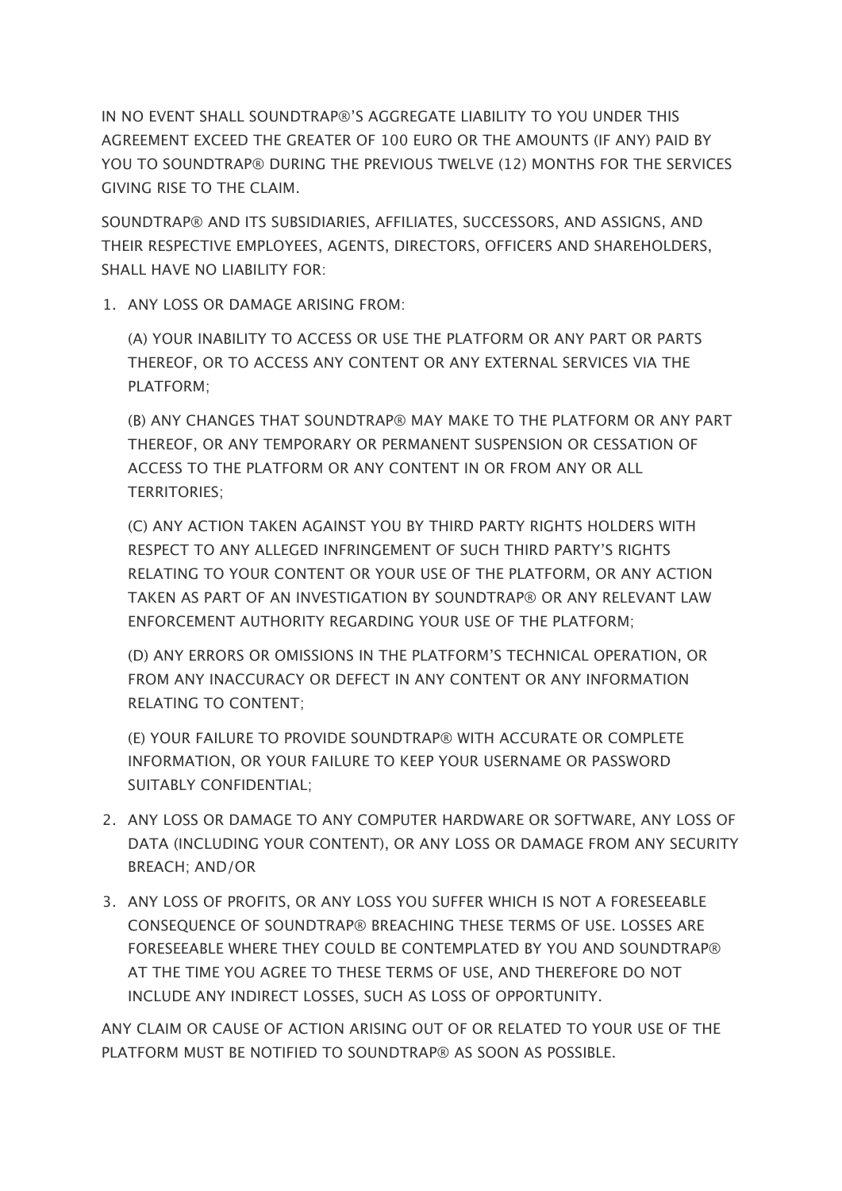IN NO EVENT SHALL SOUNDTRAP®'S AGGREGATE LIABILITY TO YOU UNDER THIS AGREEMENT EXCEED THE GREATER OF 100 EURO OR THE AMOUNTS (IF ANY) PAID BY YOU TO SOUNDTRAP® DURING THE PREVIOUS TWELVE (12) MONTHS FOR THE SERVICES GIVING RISE TO THE CLAIM.

SOUNDTRAP® AND ITS SUBSIDIARIES, AFFILIATES, SUCCESSORS, AND ASSIGNS, AND THEIR RESPECTIVE EMPLOYEES, AGENTS, DIRECTORS, OFFICERS AND SHAREHOLDERS, SHALL HAVE NO LIABILITY FOR:

1. ANY LOSS OR DAMAGE ARISING FROM:

   (A) YOUR INABILITY TO ACCESS OR USE THE PLATFORM OR ANY PART OR PARTS THEREOF, OR TO ACCESS ANY CONTENT OR ANY EXTERNAL SERVICES VIA THE PLATFORM;

   (B) ANY CHANGES THAT SOUNDTRAP® MAY MAKE TO THE PLATFORM OR ANY PART THEREOF, OR ANY TEMPORARY OR PERMANENT SUSPENSION OR CESSATION OF ACCESS TO THE PLATFORM OR ANY CONTENT IN OR FROM ANY OR ALL TERRITORIES;

   (C) ANY ACTION TAKEN AGAINST YOU BY THIRD PARTY RIGHTS HOLDERS WITH RESPECT TO ANY ALLEGED INFRINGEMENT OF SUCH THIRD PARTY'S RIGHTS RELATING TO YOUR CONTENT OR YOUR USE OF THE PLATFORM, OR ANY ACTION TAKEN AS PART OF AN INVESTIGATION BY SOUNDTRAP® OR ANY RELEVANT LAW ENFORCEMENT AUTHORITY REGARDING YOUR USE OF THE PLATFORM;

   (D) ANY ERRORS OR OMISSIONS IN THE PLATFORM'S TECHNICAL OPERATION, OR FROM ANY INACCURACY OR DEFECT IN ANY CONTENT OR ANY INFORMATION RELATING TO CONTENT;

   (E) YOUR FAILURE TO PROVIDE SOUNDTRAP® WITH ACCURATE OR COMPLETE INFORMATION, OR YOUR FAILURE TO KEEP YOUR USERNAME OR PASSWORD SUITABLY CONFIDENTIAL;

2. ANY LOSS OR DAMAGE TO ANY COMPUTER HARDWARE OR SOFTWARE, ANY LOSS OF DATA (INCLUDING YOUR CONTENT), OR ANY LOSS OR DAMAGE FROM ANY SECURITY BREACH; AND/OR

3. ANY LOSS OF PROFITS, OR ANY LOSS YOU SUFFER WHICH IS NOT A FORESEEABLE CONSEQUENCE OF SOUNDTRAP® BREACHING THESE TERMS OF USE. LOSSES ARE FORESEEABLE WHERE THEY COULD BE CONTEMPLATED BY YOU AND SOUNDTRAP® AT THE TIME YOU AGREE TO THESE TERMS OF USE, AND THEREFORE DO NOT INCLUDE ANY INDIRECT LOSSES, SUCH AS LOSS OF OPPORTUNITY.

ANY CLAIM OR CAUSE OF ACTION ARISING OUT OF OR RELATED TO YOUR USE OF THE PLATFORM MUST BE NOTIFIED TO SOUNDTRAP® AS SOON AS POSSIBLE.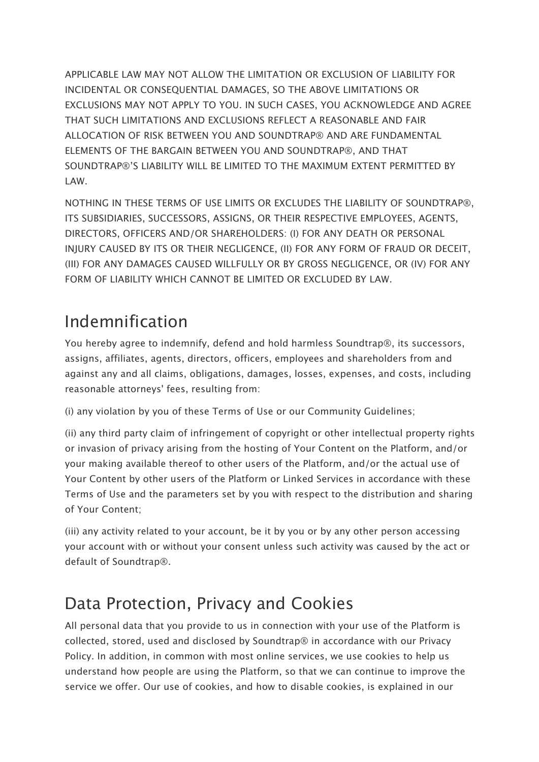APPLICABLE LAW MAY NOT ALLOW THE LIMITATION OR EXCLUSION OF LIABILITY FOR INCIDENTAL OR CONSEQUENTIAL DAMAGES, SO THE ABOVE LIMITATIONS OR EXCLUSIONS MAY NOT APPLY TO YOU. IN SUCH CASES, YOU ACKNOWLEDGE AND AGREE THAT SUCH LIMITATIONS AND EXCLUSIONS REFLECT A REASONABLE AND FAIR ALLOCATION OF RISK BETWEEN YOU AND SOUNDTRAP® AND ARE FUNDAMENTAL ELEMENTS OF THE BARGAIN BETWEEN YOU AND SOUNDTRAP®, AND THAT SOUNDTRAP®'S LIABILITY WILL BE LIMITED TO THE MAXIMUM EXTENT PERMITTED BY LAW.

NOTHING IN THESE TERMS OF USE LIMITS OR EXCLUDES THE LIABILITY OF SOUNDTRAP®, ITS SUBSIDIARIES, SUCCESSORS, ASSIGNS, OR THEIR RESPECTIVE EMPLOYEES, AGENTS, DIRECTORS, OFFICERS AND/OR SHAREHOLDERS: (I) FOR ANY DEATH OR PERSONAL INJURY CAUSED BY ITS OR THEIR NEGLIGENCE, (II) FOR ANY FORM OF FRAUD OR DECEIT, (III) FOR ANY DAMAGES CAUSED WILLFULLY OR BY GROSS NEGLIGENCE, OR (IV) FOR ANY FORM OF LIABILITY WHICH CANNOT BE LIMITED OR EXCLUDED BY LAW.

## Indemnification

You hereby agree to indemnify, defend and hold harmless Soundtrap®, its successors, assigns, affiliates, agents, directors, officers, employees and shareholders from and against any and all claims, obligations, damages, losses, expenses, and costs, including reasonable attorneys' fees, resulting from:

(i) any violation by you of these Terms of Use or our Community Guidelines;

(ii) any third party claim of infringement of copyright or other intellectual property rights or invasion of privacy arising from the hosting of Your Content on the Platform, and/or your making available thereof to other users of the Platform, and/or the actual use of Your Content by other users of the Platform or Linked Services in accordance with these Terms of Use and the parameters set by you with respect to the distribution and sharing of Your Content;

(iii) any activity related to your account, be it by you or by any other person accessing your account with or without your consent unless such activity was caused by the act or default of Soundtrap®.

## Data Protection, Privacy and Cookies

All personal data that you provide to us in connection with your use of the Platform is collected, stored, used and disclosed by Soundtrap® in accordance with our Privacy Policy. In addition, in common with most online services, we use cookies to help us understand how people are using the Platform, so that we can continue to improve the service we offer. Our use of cookies, and how to disable cookies, is explained in our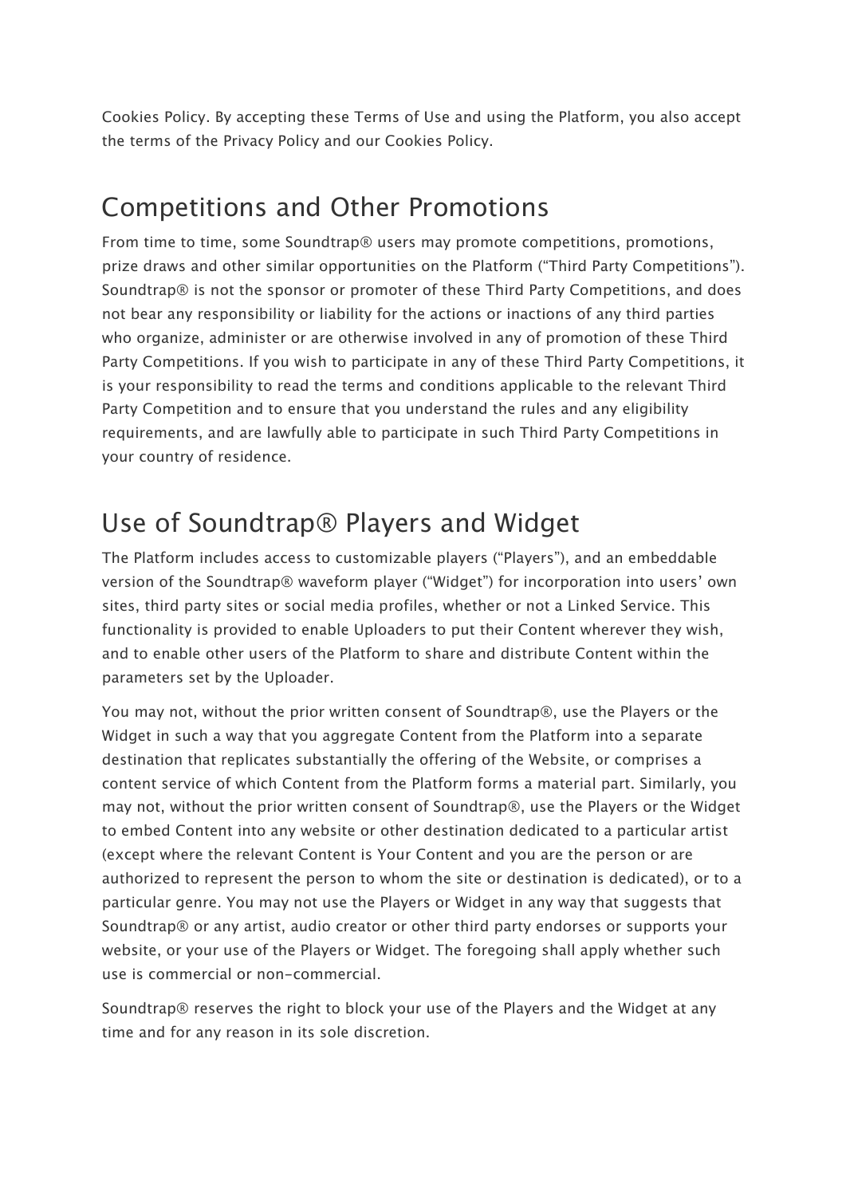Cookies Policy. By accepting these Terms of Use and using the Platform, you also accept the terms of the Privacy Policy and our Cookies Policy.

## Competitions and Other Promotions

From time to time, some Soundtrap® users may promote competitions, promotions, prize draws and other similar opportunities on the Platform ("Third Party Competitions"). Soundtrap® is not the sponsor or promoter of these Third Party Competitions, and does not bear any responsibility or liability for the actions or inactions of any third parties who organize, administer or are otherwise involved in any of promotion of these Third Party Competitions. If you wish to participate in any of these Third Party Competitions, it is your responsibility to read the terms and conditions applicable to the relevant Third Party Competition and to ensure that you understand the rules and any eligibility requirements, and are lawfully able to participate in such Third Party Competitions in your country of residence.

## Use of Soundtrap® Players and Widget

The Platform includes access to customizable players ("Players"), and an embeddable version of the Soundtrap® waveform player ("Widget") for incorporation into users' own sites, third party sites or social media profiles, whether or not a Linked Service. This functionality is provided to enable Uploaders to put their Content wherever they wish, and to enable other users of the Platform to share and distribute Content within the parameters set by the Uploader.

You may not, without the prior written consent of Soundtrap®, use the Players or the Widget in such a way that you aggregate Content from the Platform into a separate destination that replicates substantially the offering of the Website, or comprises a content service of which Content from the Platform forms a material part. Similarly, you may not, without the prior written consent of Soundtrap®, use the Players or the Widget to embed Content into any website or other destination dedicated to a particular artist (except where the relevant Content is Your Content and you are the person or are authorized to represent the person to whom the site or destination is dedicated), or to a particular genre. You may not use the Players or Widget in any way that suggests that Soundtrap® or any artist, audio creator or other third party endorses or supports your website, or your use of the Players or Widget. The foregoing shall apply whether such use is commercial or non-commercial.

Soundtrap® reserves the right to block your use of the Players and the Widget at any time and for any reason in its sole discretion.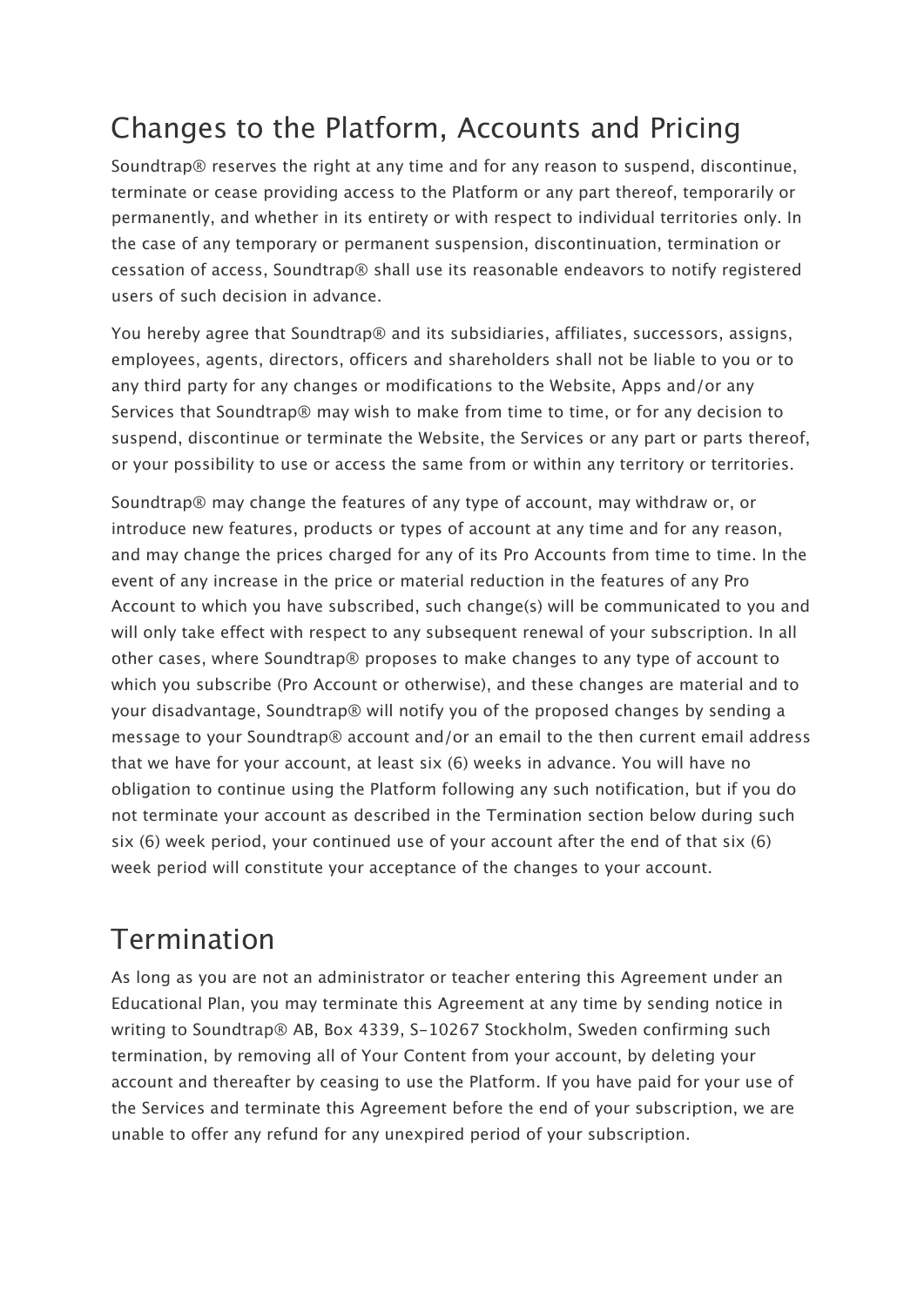## Changes to the Platform, Accounts and Pricing

Soundtrap® reserves the right at any time and for any reason to suspend, discontinue, terminate or cease providing access to the Platform or any part thereof, temporarily or permanently, and whether in its entirety or with respect to individual territories only. In the case of any temporary or permanent suspension, discontinuation, termination or cessation of access, Soundtrap® shall use its reasonable endeavors to notify registered users of such decision in advance.

You hereby agree that Soundtrap® and its subsidiaries, affiliates, successors, assigns, employees, agents, directors, officers and shareholders shall not be liable to you or to any third party for any changes or modifications to the Website, Apps and/or any Services that Soundtrap® may wish to make from time to time, or for any decision to suspend, discontinue or terminate the Website, the Services or any part or parts thereof, or your possibility to use or access the same from or within any territory or territories.

Soundtrap® may change the features of any type of account, may withdraw or, or introduce new features, products or types of account at any time and for any reason, and may change the prices charged for any of its Pro Accounts from time to time. In the event of any increase in the price or material reduction in the features of any Pro Account to which you have subscribed, such change(s) will be communicated to you and will only take effect with respect to any subsequent renewal of your subscription. In all other cases, where Soundtrap® proposes to make changes to any type of account to which you subscribe (Pro Account or otherwise), and these changes are material and to your disadvantage, Soundtrap® will notify you of the proposed changes by sending a message to your Soundtrap® account and/or an email to the then current email address that we have for your account, at least six (6) weeks in advance. You will have no obligation to continue using the Platform following any such notification, but if you do not terminate your account as described in the Termination section below during such six (6) week period, your continued use of your account after the end of that six (6) week period will constitute your acceptance of the changes to your account.

## Termination

As long as you are not an administrator or teacher entering this Agreement under an Educational Plan, you may terminate this Agreement at any time by sending notice in writing to Soundtrap® AB, Box 4339, S-10267 Stockholm, Sweden confirming such termination, by removing all of Your Content from your account, by deleting your account and thereafter by ceasing to use the Platform. If you have paid for your use of the Services and terminate this Agreement before the end of your subscription, we are unable to offer any refund for any unexpired period of your subscription.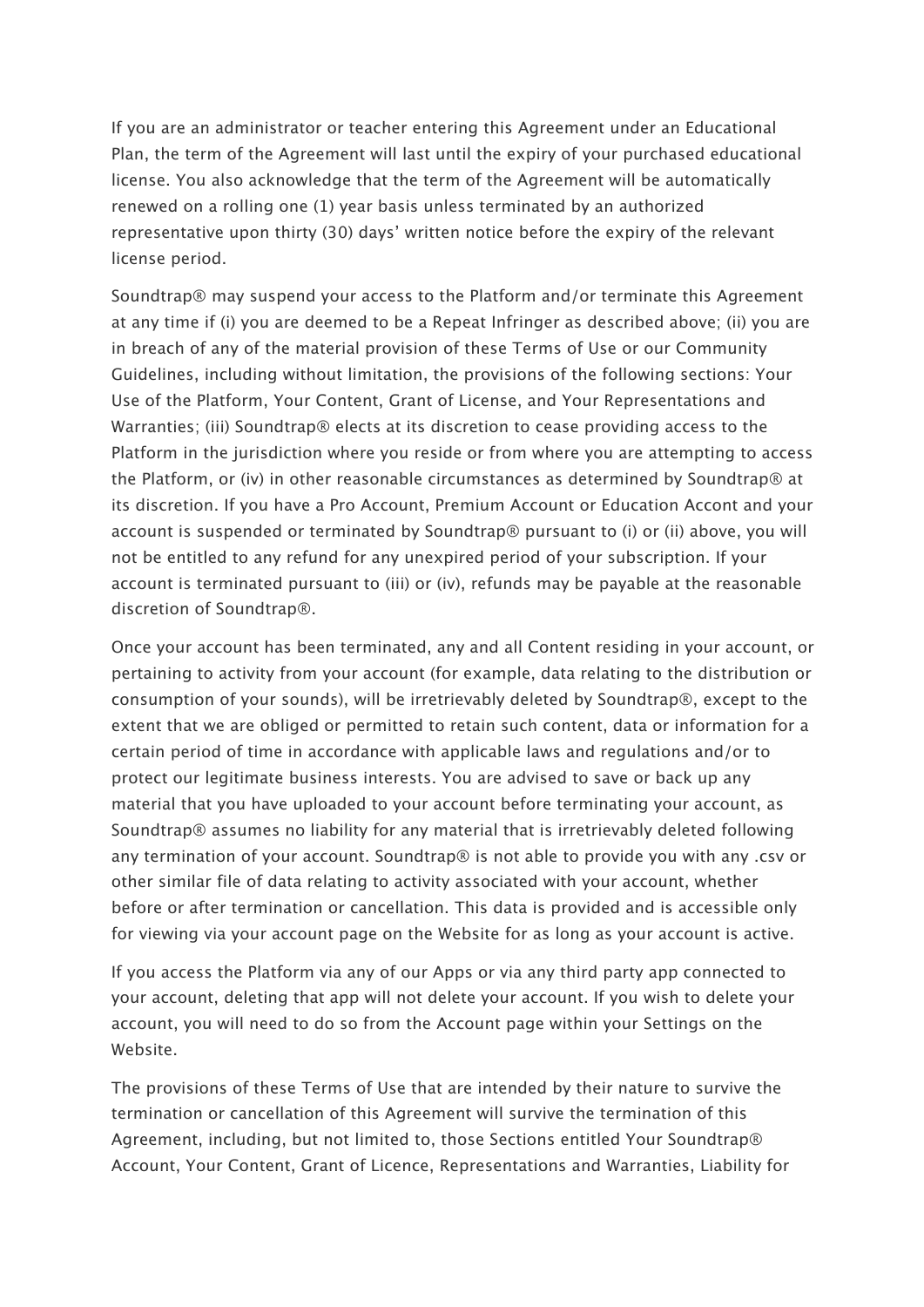If you are an administrator or teacher entering this Agreement under an Educational Plan, the term of the Agreement will last until the expiry of your purchased educational license. You also acknowledge that the term of the Agreement will be automatically renewed on a rolling one (1) year basis unless terminated by an authorized representative upon thirty (30) days' written notice before the expiry of the relevant license period.

Soundtrap® may suspend your access to the Platform and/or terminate this Agreement at any time if (i) you are deemed to be a Repeat Infringer as described above; (ii) you are in breach of any of the material provision of these Terms of Use or our Community Guidelines, including without limitation, the provisions of the following sections: Your Use of the Platform, Your Content, Grant of License, and Your Representations and Warranties; (iii) Soundtrap® elects at its discretion to cease providing access to the Platform in the jurisdiction where you reside or from where you are attempting to access the Platform, or (iv) in other reasonable circumstances as determined by Soundtrap® at its discretion. If you have a Pro Account, Premium Account or Education Accont and your account is suspended or terminated by Soundtrap® pursuant to (i) or (ii) above, you will not be entitled to any refund for any unexpired period of your subscription. If your account is terminated pursuant to (iii) or (iv), refunds may be payable at the reasonable discretion of Soundtrap®.

Once your account has been terminated, any and all Content residing in your account, or pertaining to activity from your account (for example, data relating to the distribution or consumption of your sounds), will be irretrievably deleted by Soundtrap®, except to the extent that we are obliged or permitted to retain such content, data or information for a certain period of time in accordance with applicable laws and regulations and/or to protect our legitimate business interests. You are advised to save or back up any material that you have uploaded to your account before terminating your account, as Soundtrap® assumes no liability for any material that is irretrievably deleted following any termination of your account. Soundtrap® is not able to provide you with any .csv or other similar file of data relating to activity associated with your account, whether before or after termination or cancellation. This data is provided and is accessible only for viewing via your account page on the Website for as long as your account is active.

If you access the Platform via any of our Apps or via any third party app connected to your account, deleting that app will not delete your account. If you wish to delete your account, you will need to do so from the Account page within your Settings on the Website.

The provisions of these Terms of Use that are intended by their nature to survive the termination or cancellation of this Agreement will survive the termination of this Agreement, including, but not limited to, those Sections entitled Your Soundtrap® Account, Your Content, Grant of Licence, Representations and Warranties, Liability for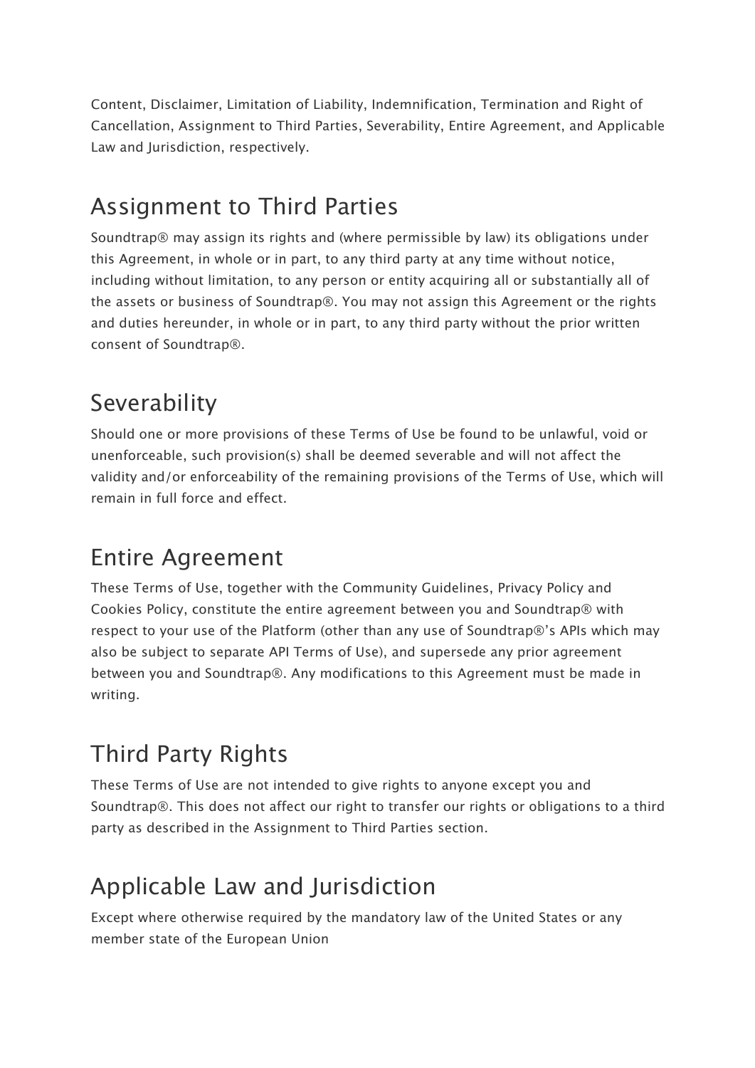Content, Disclaimer, Limitation of Liability, Indemnification, Termination and Right of Cancellation, Assignment to Third Parties, Severability, Entire Agreement, and Applicable Law and Jurisdiction, respectively.

## Assignment to Third Parties

Soundtrap® may assign its rights and (where permissible by law) its obligations under this Agreement, in whole or in part, to any third party at any time without notice, including without limitation, to any person or entity acquiring all or substantially all of the assets or business of Soundtrap®. You may not assign this Agreement or the rights and duties hereunder, in whole or in part, to any third party without the prior written consent of Soundtrap®.

## Severability

Should one or more provisions of these Terms of Use be found to be unlawful, void or unenforceable, such provision(s) shall be deemed severable and will not affect the validity and/or enforceability of the remaining provisions of the Terms of Use, which will remain in full force and effect.

## Entire Agreement

These Terms of Use, together with the Community Guidelines, Privacy Policy and Cookies Policy, constitute the entire agreement between you and Soundtrap® with respect to your use of the Platform (other than any use of Soundtrap®'s APIs which may also be subject to separate API Terms of Use), and supersede any prior agreement between you and Soundtrap®. Any modifications to this Agreement must be made in writing.

## Third Party Rights

These Terms of Use are not intended to give rights to anyone except you and Soundtrap®. This does not affect our right to transfer our rights or obligations to a third party as described in the Assignment to Third Parties section.

## Applicable Law and Jurisdiction

Except where otherwise required by the mandatory law of the United States or any member state of the European Union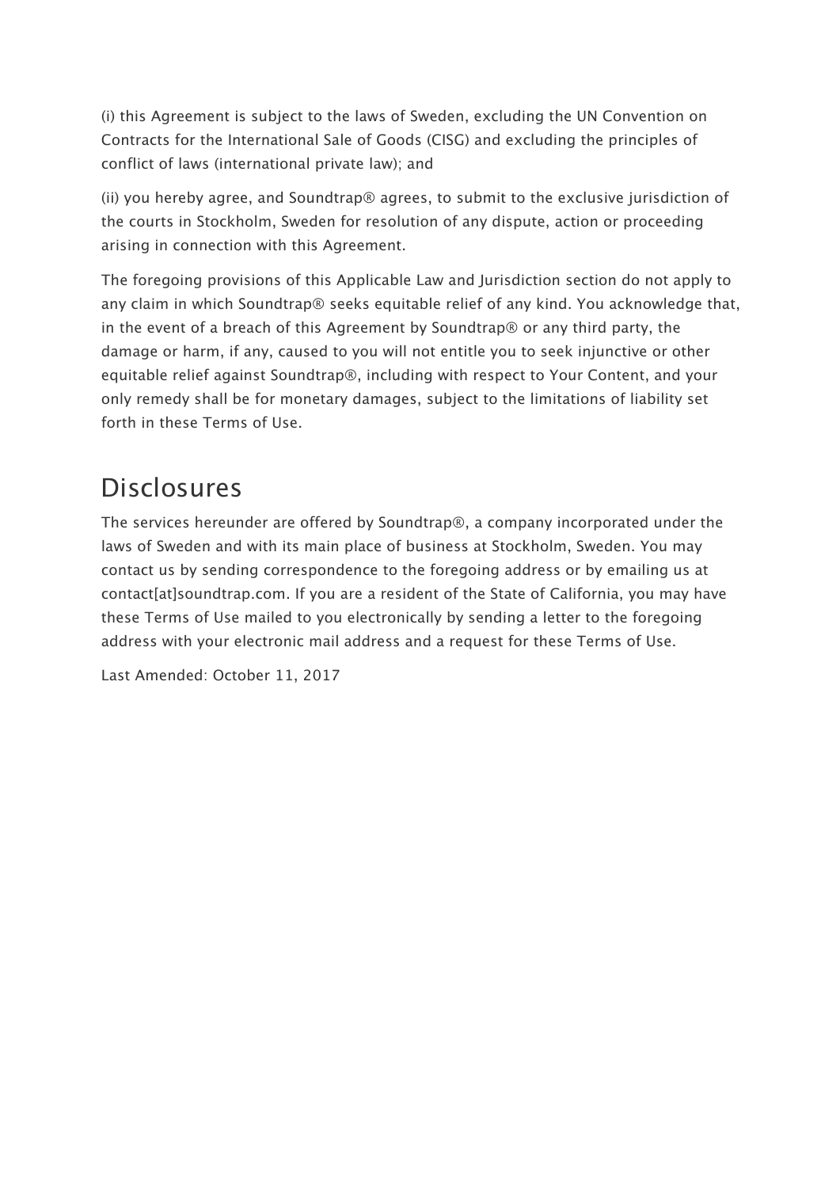(i) this Agreement is subject to the laws of Sweden, excluding the UN Convention on Contracts for the International Sale of Goods (CISG) and excluding the principles of conflict of laws (international private law); and

(ii) you hereby agree, and Soundtrap® agrees, to submit to the exclusive jurisdiction of the courts in Stockholm, Sweden for resolution of any dispute, action or proceeding arising in connection with this Agreement.

The foregoing provisions of this Applicable Law and Jurisdiction section do not apply to any claim in which Soundtrap® seeks equitable relief of any kind. You acknowledge that, in the event of a breach of this Agreement by Soundtrap® or any third party, the damage or harm, if any, caused to you will not entitle you to seek injunctive or other equitable relief against Soundtrap®, including with respect to Your Content, and your only remedy shall be for monetary damages, subject to the limitations of liability set forth in these Terms of Use.

## Disclosures

The services hereunder are offered by Soundtrap®, a company incorporated under the laws of Sweden and with its main place of business at Stockholm, Sweden. You may contact us by sending correspondence to the foregoing address or by emailing us at contact[at]soundtrap.com. If you are a resident of the State of California, you may have these Terms of Use mailed to you electronically by sending a letter to the foregoing address with your electronic mail address and a request for these Terms of Use.

Last Amended: October 11, 2017